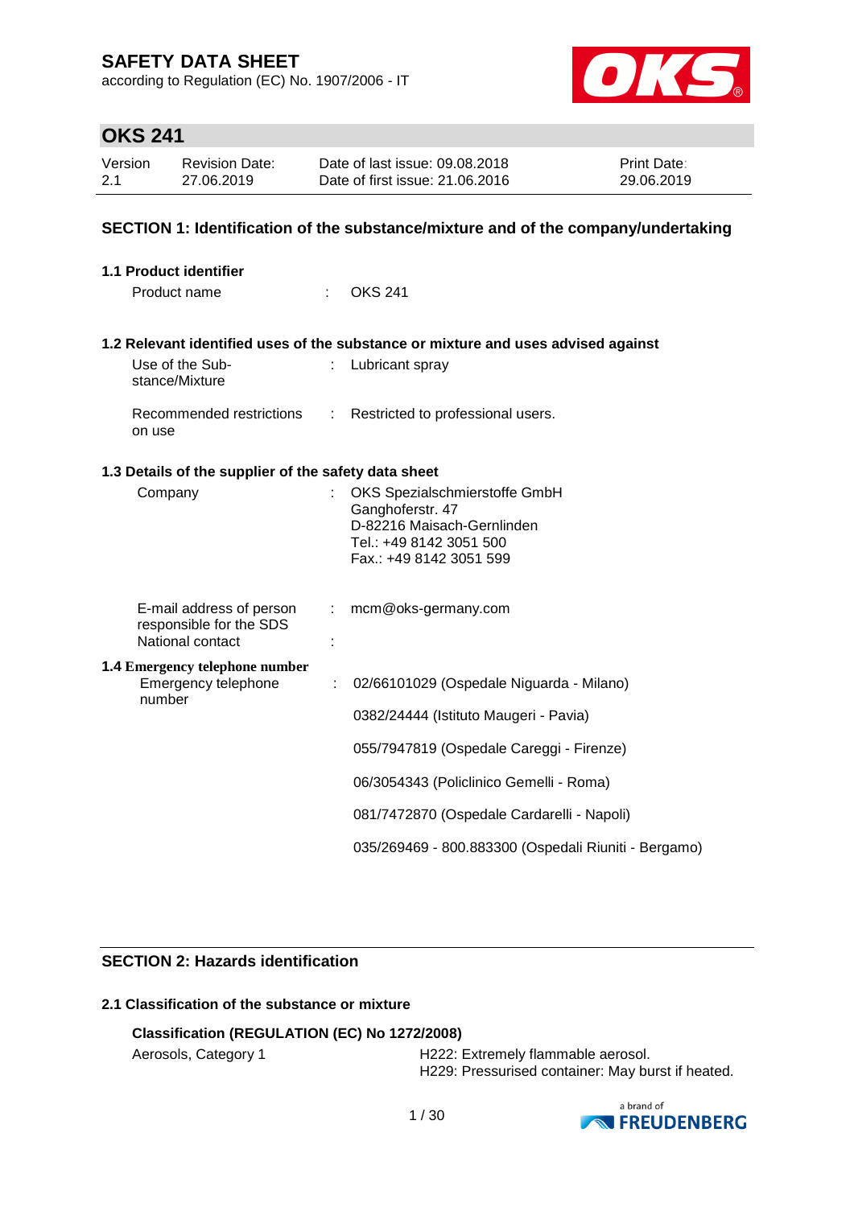# SAFETY DATA SHEET

according to Regulation (EC) No. 1907/2006 - IT

## OKS 241

| Version | Revision Date: | Date of last issue: 09.08.2018 | Print Date: |
|---|---|---|---|
| 2.1 | 27.06.2019 | Date of first issue: 21.06.2016 | 29.06.2019 |

## SECTION 1: Identification of the substance/mixture and of the company/undertaking

### 1.1 Product identifier

Product name : OKS 241

### 1.2 Relevant identified uses of the substance or mixture and uses advised against

Use of the Substance/Mixture : Lubricant spray

Recommended restrictions on use : Restricted to professional users.

### 1.3 Details of the supplier of the safety data sheet

Company : OKS Spezialschmierstoffe GmbH
Ganghoferstr. 47
D-82216 Maisach-Gernlinden
Tel.: +49 8142 3051 500
Fax.: +49 8142 3051 599

E-mail address of person responsible for the SDS : mcm@oks-germany.com

National contact :

### 1.4 Emergency telephone number

Emergency telephone number : 02/66101029 (Ospedale Niguarda - Milano)

0382/24444 (Istituto Maugeri - Pavia)

055/7947819 (Ospedale Careggi - Firenze)

06/3054343 (Policlinico Gemelli - Roma)

081/7472870 (Ospedale Cardarelli - Napoli)

035/269469 - 800.883300 (Ospedali Riuniti - Bergamo)

## SECTION 2: Hazards identification

### 2.1 Classification of the substance or mixture

**Classification (REGULATION (EC) No 1272/2008)**

Aerosols, Category 1 — H222: Extremely flammable aerosol.
H229: Pressurised container: May burst if heated.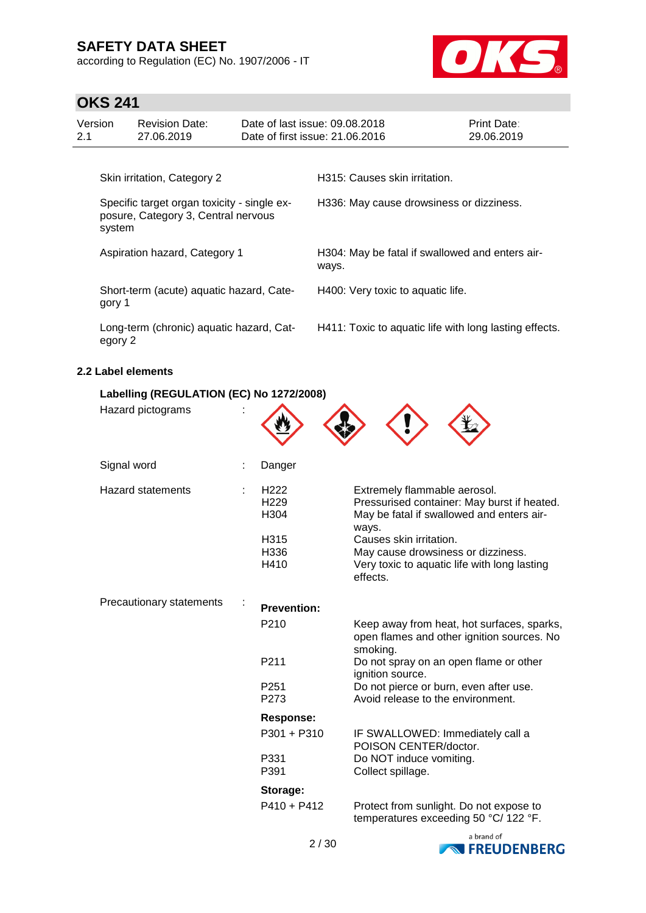| | |
|---|---|
| Skin irritation, Category 2 | H315: Causes skin irritation. |
| Specific target organ toxicity - single exposure, Category 3, Central nervous system | H336: May cause drowsiness or dizziness. |
| Aspiration hazard, Category 1 | H304: May be fatal if swallowed and enters airways. |
| Short-term (acute) aquatic hazard, Category 1 | H400: Very toxic to aquatic life. |
| Long-term (chronic) aquatic hazard, Category 2 | H411: Toxic to aquatic life with long lasting effects. |

## 2.2 Label elements

### Labelling (REGULATION (EC) No 1272/2008)

Hazard pictograms :

Signal word : Danger

Hazard statements :

| | |
|---|---|
| H222 | Extremely flammable aerosol. |
| H229 | Pressurised container: May burst if heated. |
| H304 | May be fatal if swallowed and enters airways. |
| H315 | Causes skin irritation. |
| H336 | May cause drowsiness or dizziness. |
| H410 | Very toxic to aquatic life with long lasting effects. |

Precautionary statements :

**Prevention:**

| | |
|---|---|
| P210 | Keep away from heat, hot surfaces, sparks, open flames and other ignition sources. No smoking. |
| P211 | Do not spray on an open flame or other ignition source. |
| P251 | Do not pierce or burn, even after use. |
| P273 | Avoid release to the environment. |

**Response:**

| | |
|---|---|
| P301 + P310 | IF SWALLOWED: Immediately call a POISON CENTER/doctor. |
| P331 | Do NOT induce vomiting. |
| P391 | Collect spillage. |

**Storage:**

| | |
|---|---|
| P410 + P412 | Protect from sunlight. Do not expose to temperatures exceeding 50 °C/ 122 °F. |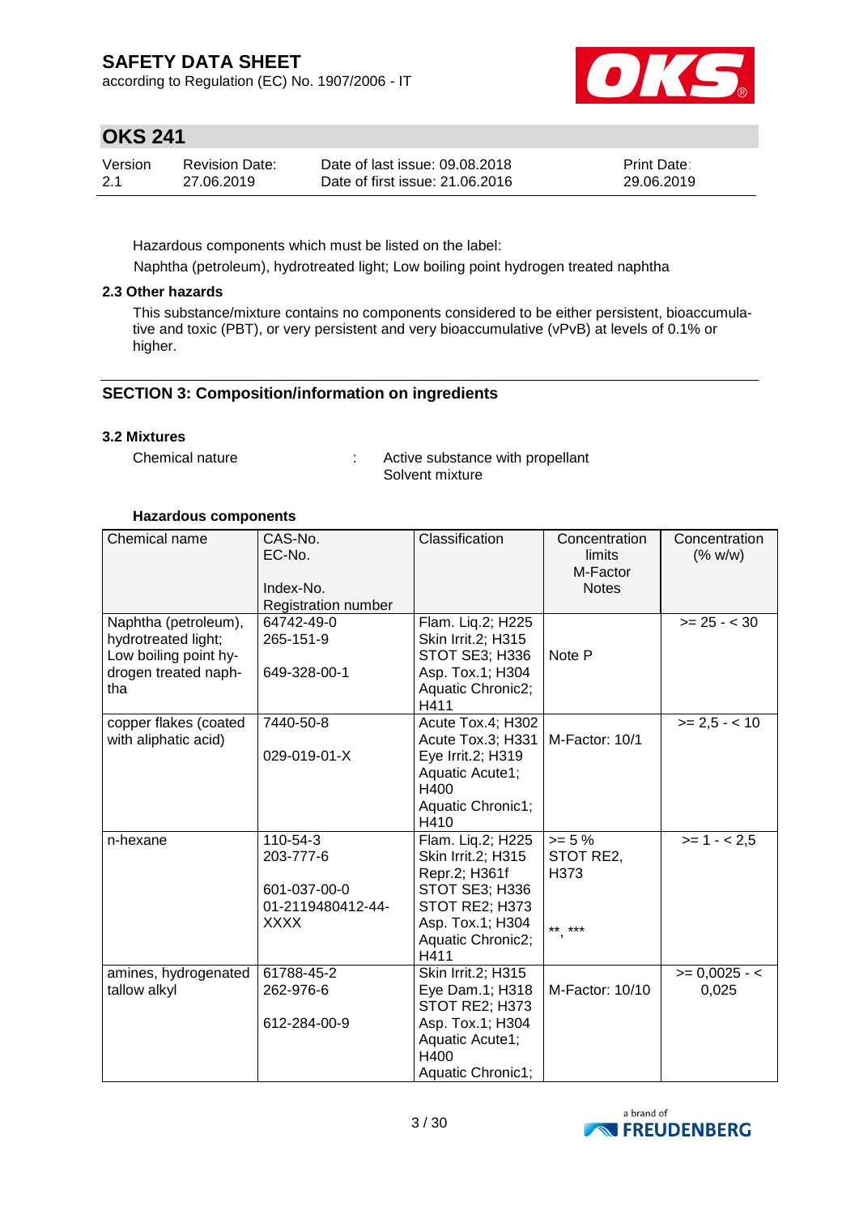Hazardous components which must be listed on the label:

Naphtha (petroleum), hydrotreated light; Low boiling point hydrogen treated naphtha

### 2.3 Other hazards

This substance/mixture contains no components considered to be either persistent, bioaccumulative and toxic (PBT), or very persistent and very bioaccumulative (vPvB) at levels of 0.1% or higher.

## SECTION 3: Composition/information on ingredients

### 3.2 Mixtures

Chemical nature : Active substance with propellant
Solvent mixture

**Hazardous components**

| Chemical name | CAS-No.<br>EC-No.<br><br>Index-No.<br>Registration number | Classification | Concentration limits<br>M-Factor<br>Notes | Concentration (% w/w) |
|---|---|---|---|---|
| Naphtha (petroleum), hydrotreated light; Low boiling point hydrogen treated naphtha | 64742-49-0<br>265-151-9<br><br>649-328-00-1 | Flam. Liq.2; H225<br>Skin Irrit.2; H315<br>STOT SE3; H336<br>Asp. Tox.1; H304<br>Aquatic Chronic2; H411 | Note P | >= 25 - < 30 |
| copper flakes (coated with aliphatic acid) | 7440-50-8<br><br>029-019-01-X | Acute Tox.4; H302<br>Acute Tox.3; H331<br>Eye Irrit.2; H319<br>Aquatic Acute1; H400<br>Aquatic Chronic1; H410 | M-Factor: 10/1 | >= 2,5 - < 10 |
| n-hexane | 110-54-3<br>203-777-6<br><br>601-037-00-0<br>01-2119480412-44-XXXX | Flam. Liq.2; H225<br>Skin Irrit.2; H315<br>Repr.2; H361f<br>STOT SE3; H336<br>STOT RE2; H373<br>Asp. Tox.1; H304<br>Aquatic Chronic2; H411 | >= 5 %<br>STOT RE2, H373<br><br>**, *** | >= 1 - < 2,5 |
| amines, hydrogenated tallow alkyl | 61788-45-2<br>262-976-6<br><br>612-284-00-9 | Skin Irrit.2; H315<br>Eye Dam.1; H318<br>STOT RE2; H373<br>Asp. Tox.1; H304<br>Aquatic Acute1; H400<br>Aquatic Chronic1; | M-Factor: 10/10 | >= 0,0025 - < 0,025 |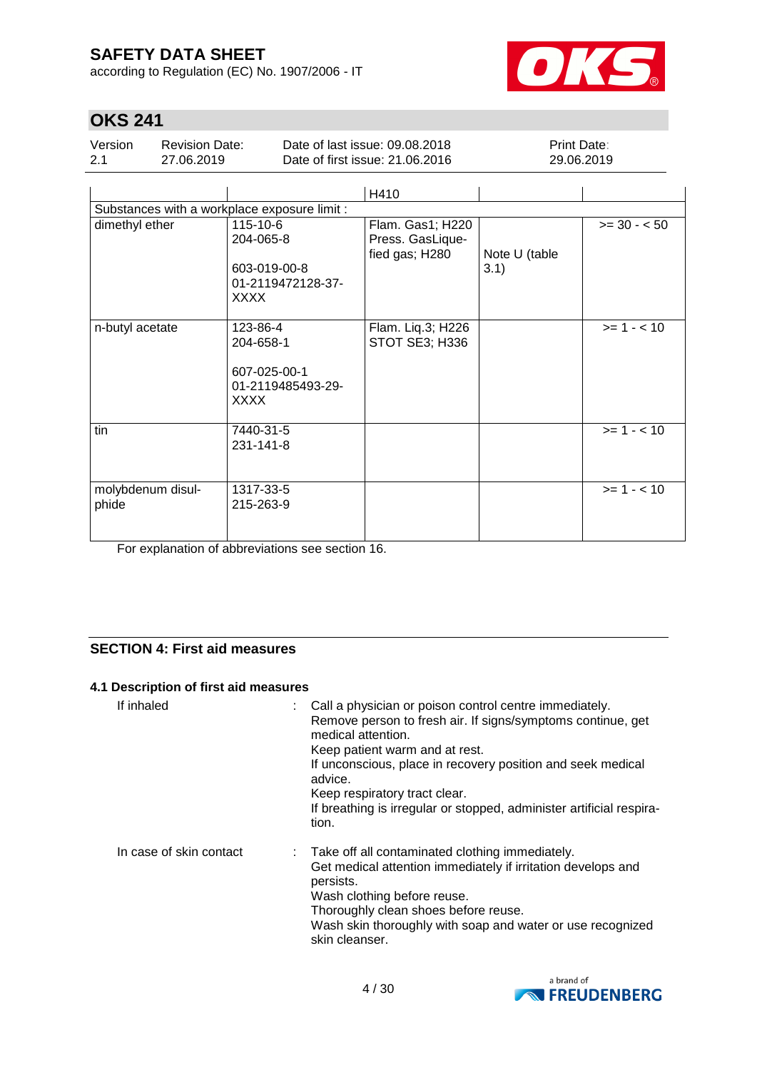| | | H410 | | |
|---|---|---|---|---|
| Substances with a workplace exposure limit : | | | | |
| dimethyl ether | 115-10-6<br>204-065-8<br><br>603-019-00-8<br>01-2119472128-37-XXXX | Flam. Gas1; H220<br>Press. GasLiquefied gas; H280 | Note U (table 3.1) | >= 30 - < 50 |
| n-butyl acetate | 123-86-4<br>204-658-1<br><br>607-025-00-1<br>01-2119485493-29-XXXX | Flam. Liq.3; H226<br>STOT SE3; H336 | | >= 1 - < 10 |
| tin | 7440-31-5<br>231-141-8 | | | >= 1 - < 10 |
| molybdenum disulphide | 1317-33-5<br>215-263-9 | | | >= 1 - < 10 |

For explanation of abbreviations see section 16.

## SECTION 4: First aid measures

### 4.1 Description of first aid measures

If inhaled : Call a physician or poison control centre immediately.
Remove person to fresh air. If signs/symptoms continue, get medical attention.
Keep patient warm and at rest.
If unconscious, place in recovery position and seek medical advice.
Keep respiratory tract clear.
If breathing is irregular or stopped, administer artificial respiration.

In case of skin contact : Take off all contaminated clothing immediately.
Get medical attention immediately if irritation develops and persists.
Wash clothing before reuse.
Thoroughly clean shoes before reuse.
Wash skin thoroughly with soap and water or use recognized skin cleanser.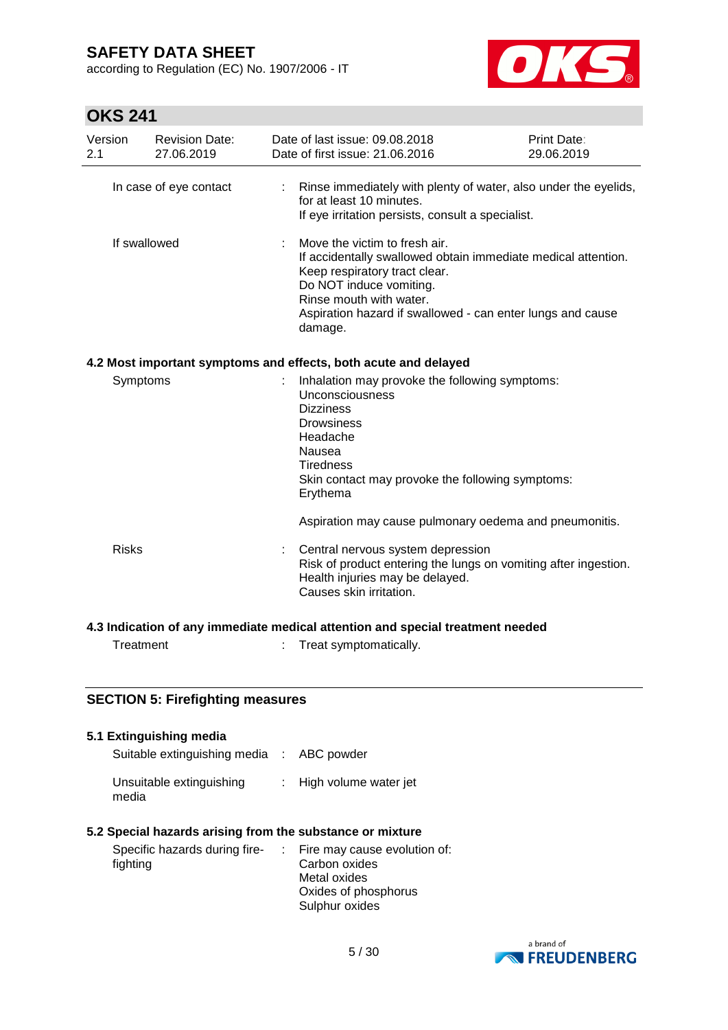| | |
|---|---|
| In case of eye contact | : Rinse immediately with plenty of water, also under the eyelids, for at least 10 minutes.<br>If eye irritation persists, consult a specialist. |
| If swallowed | : Move the victim to fresh air.<br>If accidentally swallowed obtain immediate medical attention.<br>Keep respiratory tract clear.<br>Do NOT induce vomiting.<br>Rinse mouth with water.<br>Aspiration hazard if swallowed - can enter lungs and cause damage. |

### 4.2 Most important symptoms and effects, both acute and delayed

| | |
|---|---|
| Symptoms | : Inhalation may provoke the following symptoms:<br>Unconsciousness<br>Dizziness<br>Drowsiness<br>Headache<br>Nausea<br>Tiredness<br>Skin contact may provoke the following symptoms:<br>Erythema<br><br>Aspiration may cause pulmonary oedema and pneumonitis. |
| Risks | : Central nervous system depression<br>Risk of product entering the lungs on vomiting after ingestion.<br>Health injuries may be delayed.<br>Causes skin irritation. |

### 4.3 Indication of any immediate medical attention and special treatment needed

| | |
|---|---|
| Treatment | : Treat symptomatically. |

## SECTION 5: Firefighting measures

### 5.1 Extinguishing media

| | |
|---|---|
| Suitable extinguishing media | : ABC powder |
| Unsuitable extinguishing media | : High volume water jet |

### 5.2 Special hazards arising from the substance or mixture

| | |
|---|---|
| Specific hazards during fire-fighting | : Fire may cause evolution of:<br>Carbon oxides<br>Metal oxides<br>Oxides of phosphorus<br>Sulphur oxides |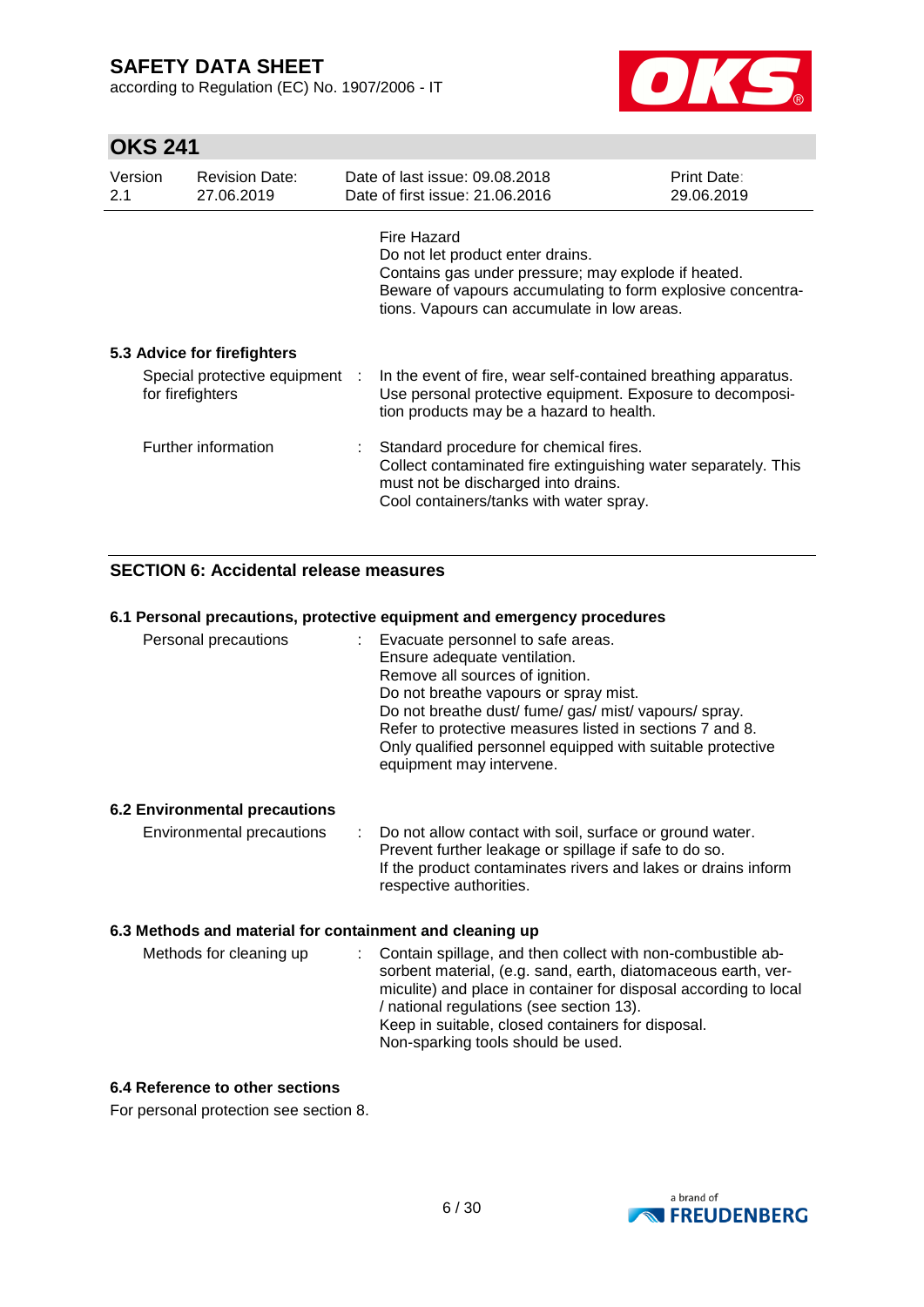Fire Hazard
Do not let product enter drains.
Contains gas under pressure; may explode if heated.
Beware of vapours accumulating to form explosive concentrations. Vapours can accumulate in low areas.

### 5.3 Advice for firefighters

| | |
|---|---|
| Special protective equipment for firefighters | : In the event of fire, wear self-contained breathing apparatus. Use personal protective equipment. Exposure to decomposition products may be a hazard to health. |
| Further information | : Standard procedure for chemical fires. Collect contaminated fire extinguishing water separately. This must not be discharged into drains. Cool containers/tanks with water spray. |

## SECTION 6: Accidental release measures

### 6.1 Personal precautions, protective equipment and emergency procedures

| | |
|---|---|
| Personal precautions | : Evacuate personnel to safe areas. Ensure adequate ventilation. Remove all sources of ignition. Do not breathe vapours or spray mist. Do not breathe dust/ fume/ gas/ mist/ vapours/ spray. Refer to protective measures listed in sections 7 and 8. Only qualified personnel equipped with suitable protective equipment may intervene. |

### 6.2 Environmental precautions

| | |
|---|---|
| Environmental precautions | : Do not allow contact with soil, surface or ground water. Prevent further leakage or spillage if safe to do so. If the product contaminates rivers and lakes or drains inform respective authorities. |

### 6.3 Methods and material for containment and cleaning up

| | |
|---|---|
| Methods for cleaning up | : Contain spillage, and then collect with non-combustible absorbent material, (e.g. sand, earth, diatomaceous earth, vermiculite) and place in container for disposal according to local / national regulations (see section 13). Keep in suitable, closed containers for disposal. Non-sparking tools should be used. |

### 6.4 Reference to other sections

For personal protection see section 8.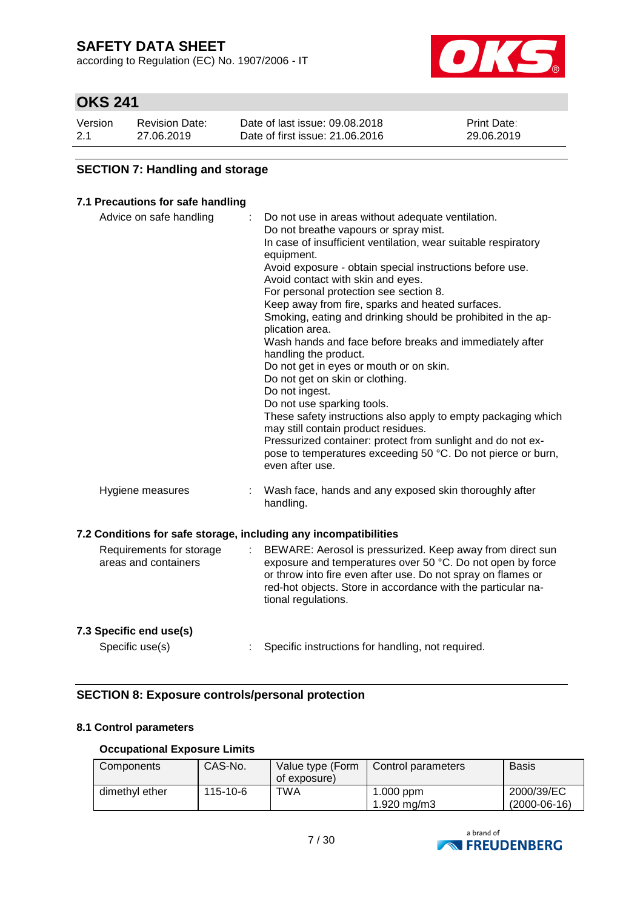## SECTION 7: Handling and storage

### 7.1 Precautions for safe handling

Advice on safe handling : Do not use in areas without adequate ventilation.
Do not breathe vapours or spray mist.
In case of insufficient ventilation, wear suitable respiratory equipment.
Avoid exposure - obtain special instructions before use.
Avoid contact with skin and eyes.
For personal protection see section 8.
Keep away from fire, sparks and heated surfaces.
Smoking, eating and drinking should be prohibited in the application area.
Wash hands and face before breaks and immediately after handling the product.
Do not get in eyes or mouth or on skin.
Do not get on skin or clothing.
Do not ingest.
Do not use sparking tools.
These safety instructions also apply to empty packaging which may still contain product residues.
Pressurized container: protect from sunlight and do not expose to temperatures exceeding 50 °C. Do not pierce or burn, even after use.

Hygiene measures : Wash face, hands and any exposed skin thoroughly after handling.

### 7.2 Conditions for safe storage, including any incompatibilities

Requirements for storage areas and containers : BEWARE: Aerosol is pressurized. Keep away from direct sun exposure and temperatures over 50 °C. Do not open by force or throw into fire even after use. Do not spray on flames or red-hot objects. Store in accordance with the particular national regulations.

### 7.3 Specific end use(s)

Specific use(s) : Specific instructions for handling, not required.

## SECTION 8: Exposure controls/personal protection

### 8.1 Control parameters

**Occupational Exposure Limits**

| Components | CAS-No. | Value type (Form of exposure) | Control parameters | Basis |
|---|---|---|---|---|
| dimethyl ether | 115-10-6 | TWA | 1.000 ppm<br>1.920 mg/m3 | 2000/39/EC<br>(2000-06-16) |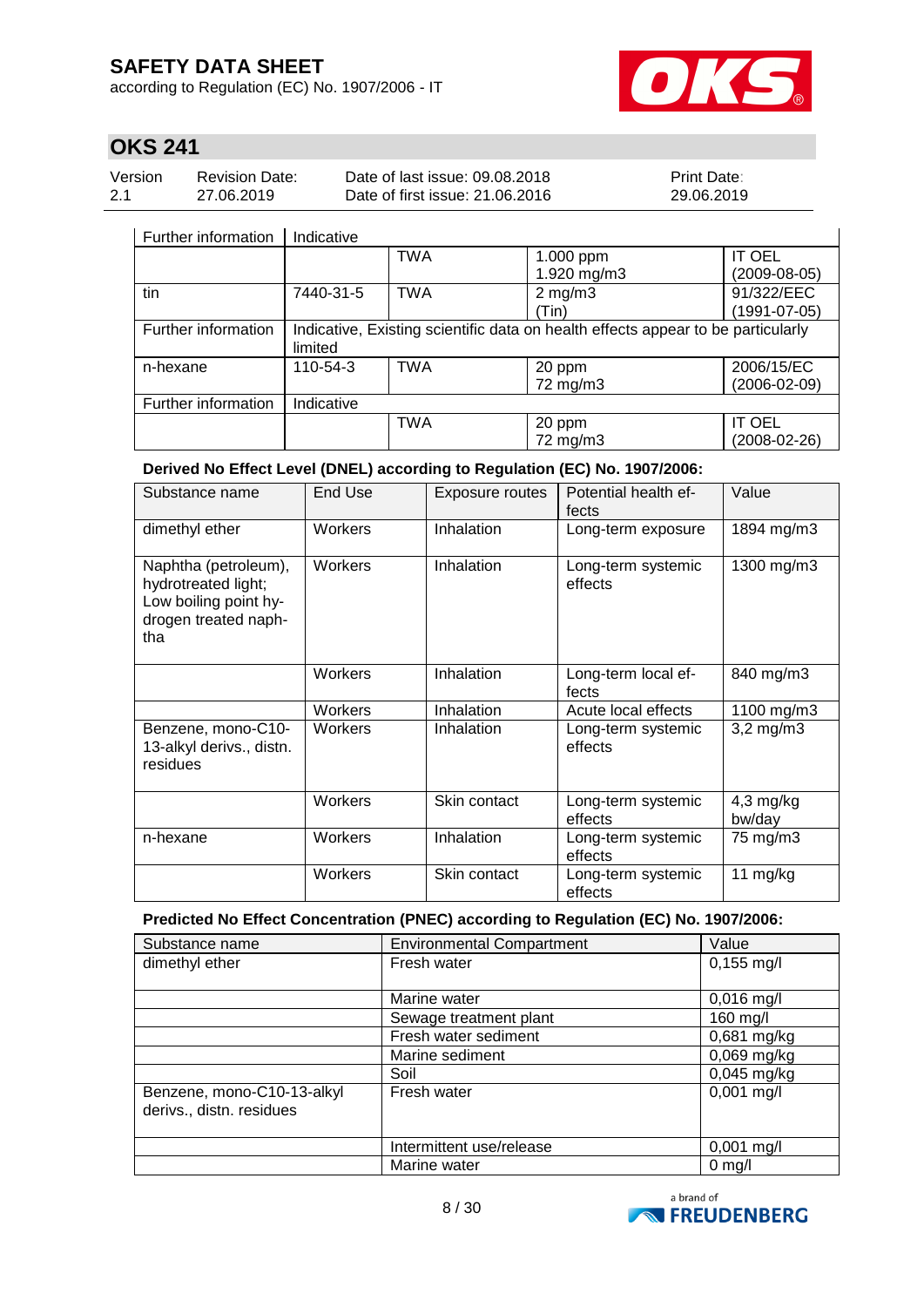| | | | | |
|---|---|---|---|---|
| Further information | Indicative | | | |
| | | TWA | 1.000 ppm<br>1.920 mg/m3 | IT OEL<br>(2009-08-05) |
| tin | 7440-31-5 | TWA | 2 mg/m3<br>(Tin) | 91/322/EEC<br>(1991-07-05) |
| Further information | Indicative, Existing scientific data on health effects appear to be particularly limited | | | |
| n-hexane | 110-54-3 | TWA | 20 ppm<br>72 mg/m3 | 2006/15/EC<br>(2006-02-09) |
| Further information | Indicative | | | |
| | | TWA | 20 ppm<br>72 mg/m3 | IT OEL<br>(2008-02-26) |

**Derived No Effect Level (DNEL) according to Regulation (EC) No. 1907/2006:**

| Substance name | End Use | Exposure routes | Potential health effects | Value |
|---|---|---|---|---|
| dimethyl ether | Workers | Inhalation | Long-term exposure | 1894 mg/m3 |
| Naphtha (petroleum), hydrotreated light; Low boiling point hydrogen treated naphtha | Workers | Inhalation | Long-term systemic effects | 1300 mg/m3 |
| | Workers | Inhalation | Long-term local effects | 840 mg/m3 |
| | Workers | Inhalation | Acute local effects | 1100 mg/m3 |
| Benzene, mono-C10-13-alkyl derivs., distn. residues | Workers | Inhalation | Long-term systemic effects | 3,2 mg/m3 |
| | Workers | Skin contact | Long-term systemic effects | 4,3 mg/kg bw/day |
| n-hexane | Workers | Inhalation | Long-term systemic effects | 75 mg/m3 |
| | Workers | Skin contact | Long-term systemic effects | 11 mg/kg |

**Predicted No Effect Concentration (PNEC) according to Regulation (EC) No. 1907/2006:**

| Substance name | Environmental Compartment | Value |
|---|---|---|
| dimethyl ether | Fresh water | 0,155 mg/l |
| | Marine water | 0,016 mg/l |
| | Sewage treatment plant | 160 mg/l |
| | Fresh water sediment | 0,681 mg/kg |
| | Marine sediment | 0,069 mg/kg |
| | Soil | 0,045 mg/kg |
| Benzene, mono-C10-13-alkyl derivs., distn. residues | Fresh water | 0,001 mg/l |
| | Intermittent use/release | 0,001 mg/l |
| | Marine water | 0 mg/l |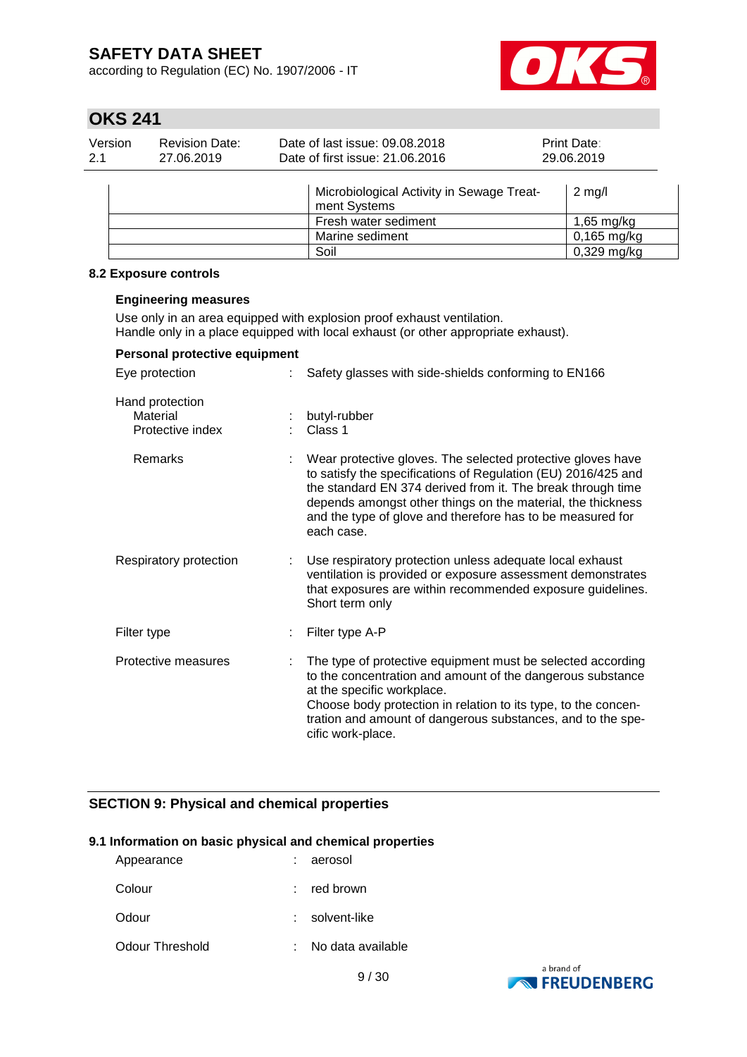| | | |
|---|---|---|
| | Microbiological Activity in Sewage Treatment Systems | 2 mg/l |
| | Fresh water sediment | 1,65 mg/kg |
| | Marine sediment | 0,165 mg/kg |
| | Soil | 0,329 mg/kg |

### 8.2 Exposure controls

**Engineering measures**

Use only in an area equipped with explosion proof exhaust ventilation.
Handle only in a place equipped with local exhaust (or other appropriate exhaust).

**Personal protective equipment**

Eye protection : Safety glasses with side-shields conforming to EN166

Hand protection
- Material : butyl-rubber
- Protective index : Class 1
- Remarks : Wear protective gloves. The selected protective gloves have to satisfy the specifications of Regulation (EU) 2016/425 and the standard EN 374 derived from it. The break through time depends amongst other things on the material, the thickness and the type of glove and therefore has to be measured for each case.

Respiratory protection : Use respiratory protection unless adequate local exhaust ventilation is provided or exposure assessment demonstrates that exposures are within recommended exposure guidelines. Short term only

Filter type : Filter type A-P

Protective measures : The type of protective equipment must be selected according to the concentration and amount of the dangerous substance at the specific workplace.
Choose body protection in relation to its type, to the concentration and amount of dangerous substances, and to the specific work-place.

## SECTION 9: Physical and chemical properties

### 9.1 Information on basic physical and chemical properties

Appearance : aerosol

Colour : red brown

Odour : solvent-like

Odour Threshold : No data available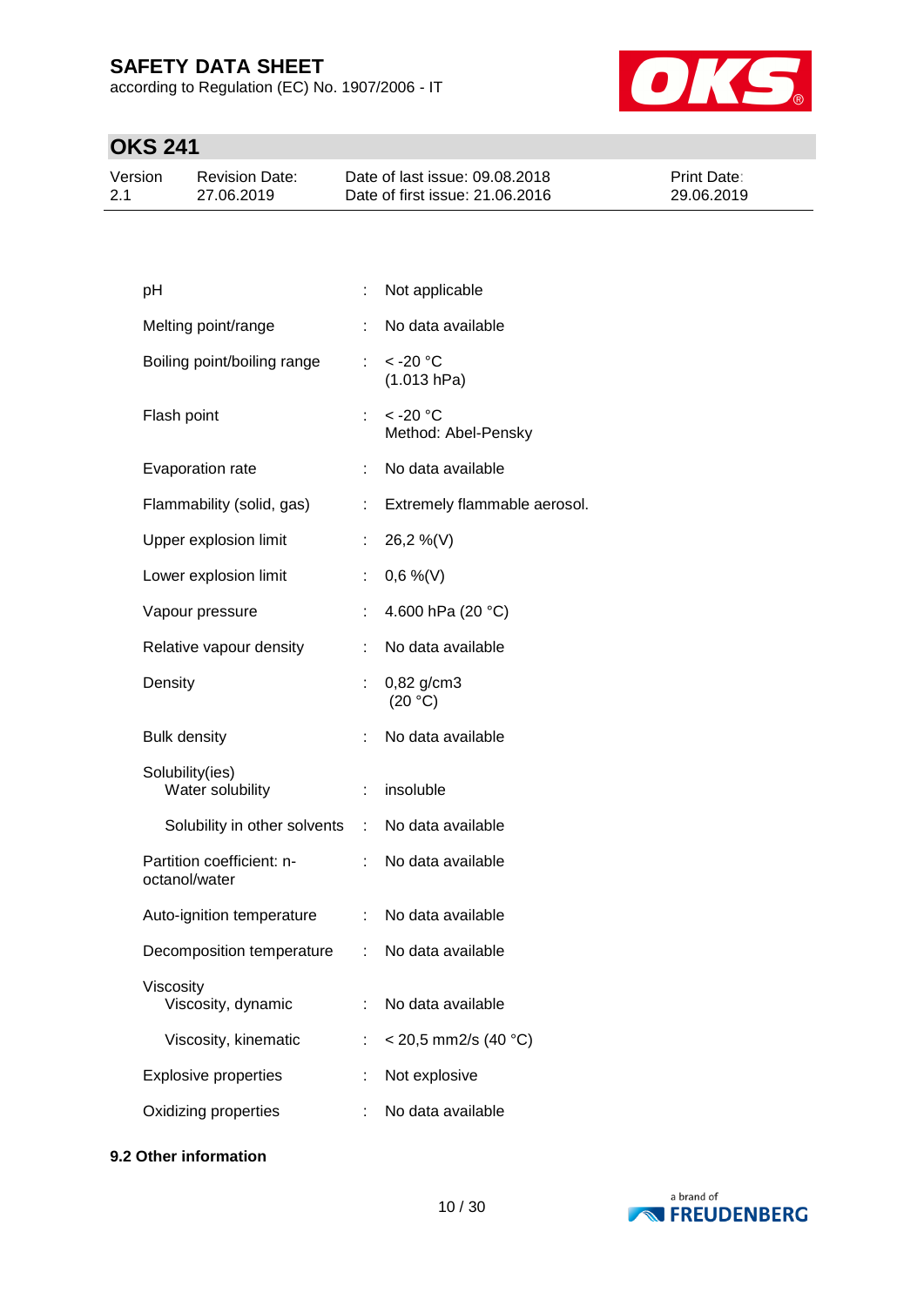| | | |
|---|---|---|
| pH | : | Not applicable |
| Melting point/range | : | No data available |
| Boiling point/boiling range | : | < -20 °C<br>(1.013 hPa) |
| Flash point | : | < -20 °C<br>Method: Abel-Pensky |
| Evaporation rate | : | No data available |
| Flammability (solid, gas) | : | Extremely flammable aerosol. |
| Upper explosion limit | : | 26,2 %(V) |
| Lower explosion limit | : | 0,6 %(V) |
| Vapour pressure | : | 4.600 hPa (20 °C) |
| Relative vapour density | : | No data available |
| Density | : | 0,82 g/cm3<br>(20 °C) |
| Bulk density | : | No data available |
| Solubility(ies)<br>Water solubility | : | insoluble |
| Solubility in other solvents | : | No data available |
| Partition coefficient: n-octanol/water | : | No data available |
| Auto-ignition temperature | : | No data available |
| Decomposition temperature | : | No data available |
| Viscosity<br>Viscosity, dynamic | : | No data available |
| Viscosity, kinematic | : | < 20,5 mm2/s (40 °C) |
| Explosive properties | : | Not explosive |
| Oxidizing properties | : | No data available |

**9.2 Other information**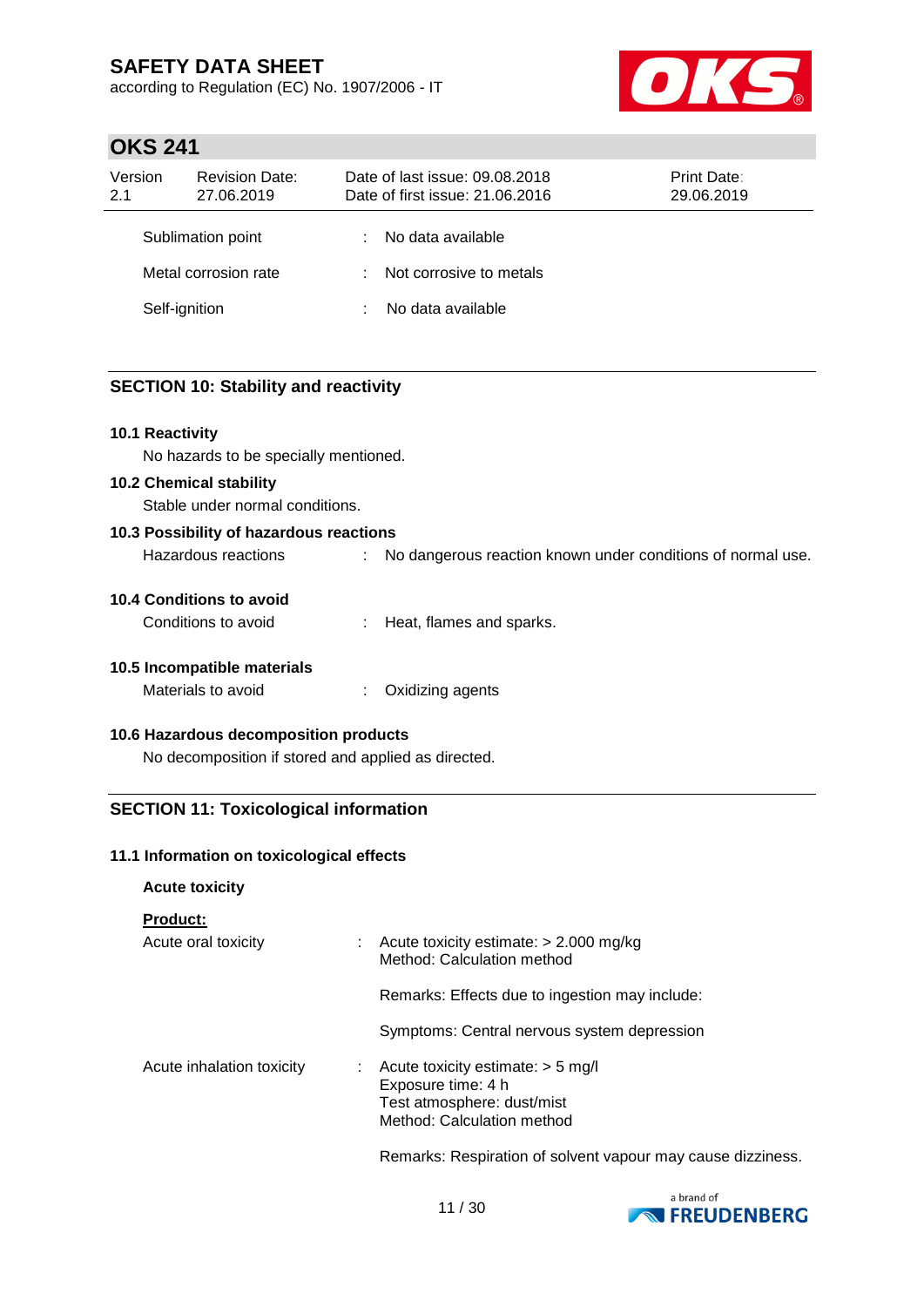| | | |
|---|---|---|
| Sublimation point | : | No data available |
| Metal corrosion rate | : | Not corrosive to metals |
| Self-ignition | : | No data available |

## SECTION 10: Stability and reactivity

### 10.1 Reactivity

No hazards to be specially mentioned.

### 10.2 Chemical stability

Stable under normal conditions.

### 10.3 Possibility of hazardous reactions

Hazardous reactions : No dangerous reaction known under conditions of normal use.

### 10.4 Conditions to avoid

Conditions to avoid : Heat, flames and sparks.

### 10.5 Incompatible materials

Materials to avoid : Oxidizing agents

### 10.6 Hazardous decomposition products

No decomposition if stored and applied as directed.

## SECTION 11: Toxicological information

### 11.1 Information on toxicological effects

**Acute toxicity**

**Product:**

Acute oral toxicity : Acute toxicity estimate: > 2.000 mg/kg
Method: Calculation method

Remarks: Effects due to ingestion may include:

Symptoms: Central nervous system depression

Acute inhalation toxicity : Acute toxicity estimate: > 5 mg/l
Exposure time: 4 h
Test atmosphere: dust/mist
Method: Calculation method

Remarks: Respiration of solvent vapour may cause dizziness.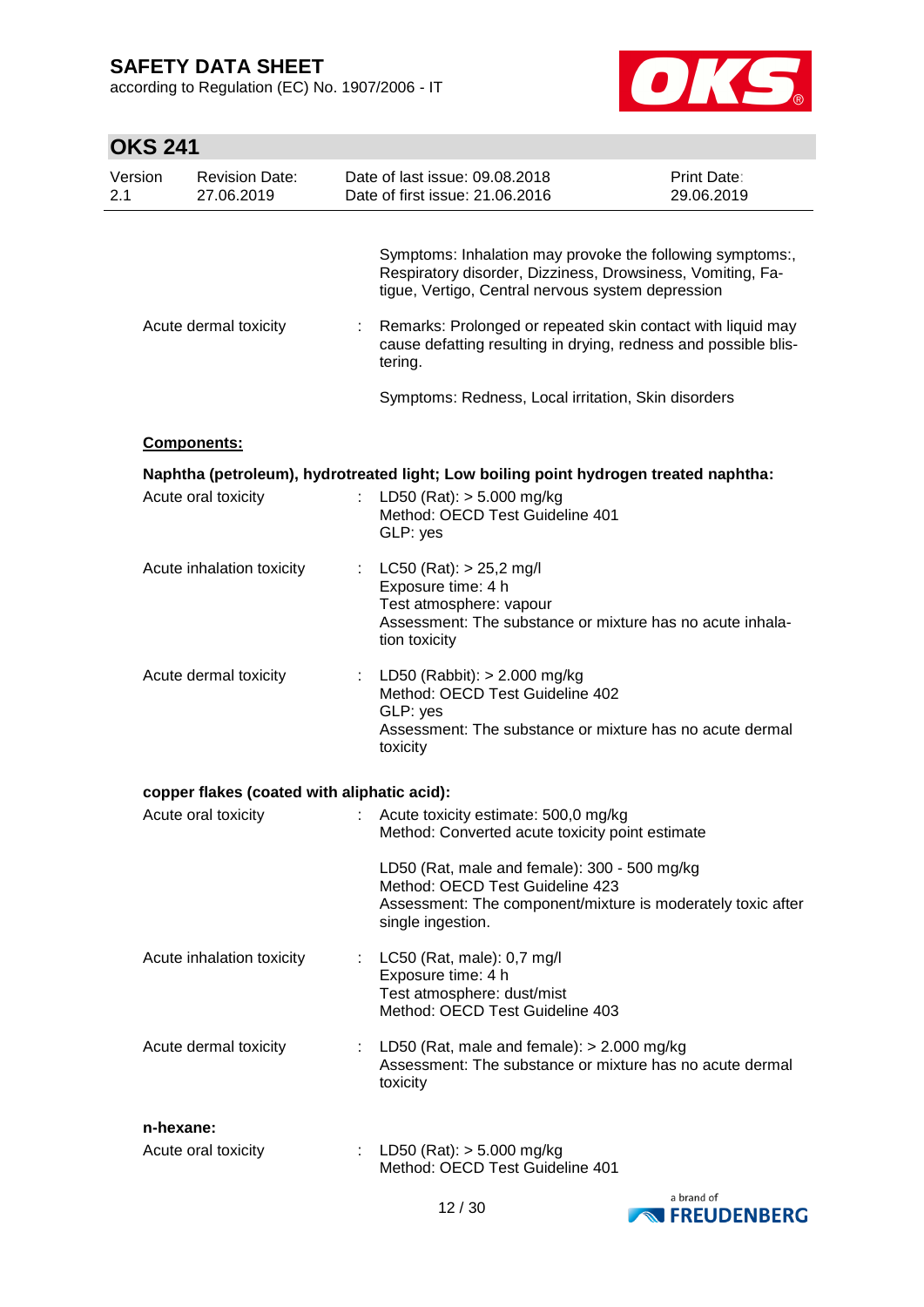Symptoms: Inhalation may provoke the following symptoms:, Respiratory disorder, Dizziness, Drowsiness, Vomiting, Fatigue, Vertigo, Central nervous system depression

Acute dermal toxicity : Remarks: Prolonged or repeated skin contact with liquid may cause defatting resulting in drying, redness and possible blistering.

Symptoms: Redness, Local irritation, Skin disorders

**Components:**

**Naphtha (petroleum), hydrotreated light; Low boiling point hydrogen treated naphtha:**

Acute oral toxicity : LD50 (Rat): > 5.000 mg/kg
Method: OECD Test Guideline 401
GLP: yes

Acute inhalation toxicity : LC50 (Rat): > 25,2 mg/l
Exposure time: 4 h
Test atmosphere: vapour
Assessment: The substance or mixture has no acute inhalation toxicity

Acute dermal toxicity : LD50 (Rabbit): > 2.000 mg/kg
Method: OECD Test Guideline 402
GLP: yes
Assessment: The substance or mixture has no acute dermal toxicity

**copper flakes (coated with aliphatic acid):**

Acute oral toxicity : Acute toxicity estimate: 500,0 mg/kg
Method: Converted acute toxicity point estimate

LD50 (Rat, male and female): 300 - 500 mg/kg
Method: OECD Test Guideline 423
Assessment: The component/mixture is moderately toxic after single ingestion.

Acute inhalation toxicity : LC50 (Rat, male): 0,7 mg/l
Exposure time: 4 h
Test atmosphere: dust/mist
Method: OECD Test Guideline 403

Acute dermal toxicity : LD50 (Rat, male and female): > 2.000 mg/kg
Assessment: The substance or mixture has no acute dermal toxicity

**n-hexane:**

Acute oral toxicity : LD50 (Rat): > 5.000 mg/kg
Method: OECD Test Guideline 401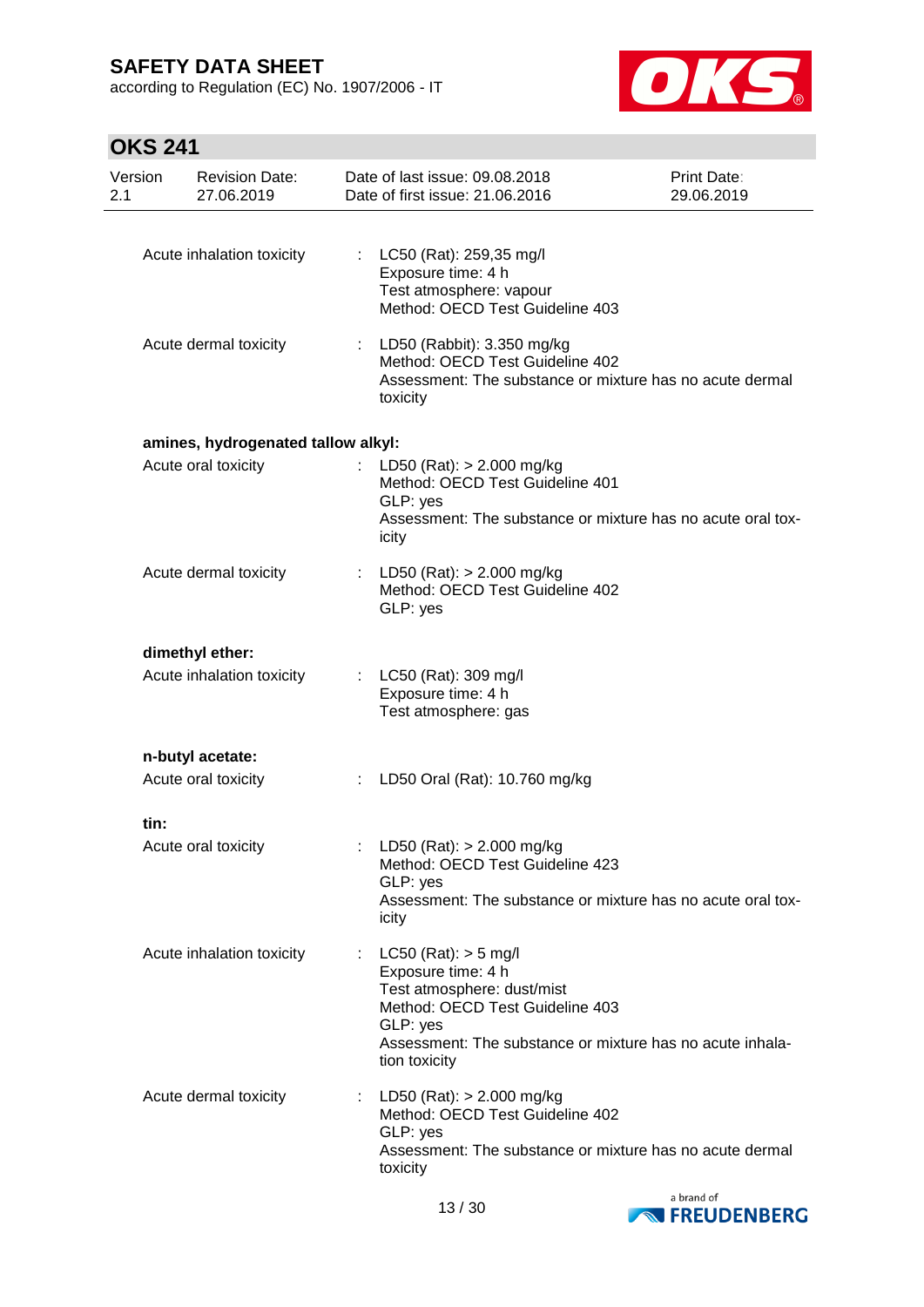Acute inhalation toxicity : LC50 (Rat): 259,35 mg/l
Exposure time: 4 h
Test atmosphere: vapour
Method: OECD Test Guideline 403

Acute dermal toxicity : LD50 (Rabbit): 3.350 mg/kg
Method: OECD Test Guideline 402
Assessment: The substance or mixture has no acute dermal toxicity

**amines, hydrogenated tallow alkyl:**

Acute oral toxicity : LD50 (Rat): > 2.000 mg/kg
Method: OECD Test Guideline 401
GLP: yes
Assessment: The substance or mixture has no acute oral toxicity

Acute dermal toxicity : LD50 (Rat): > 2.000 mg/kg
Method: OECD Test Guideline 402
GLP: yes

**dimethyl ether:**

Acute inhalation toxicity : LC50 (Rat): 309 mg/l
Exposure time: 4 h
Test atmosphere: gas

**n-butyl acetate:**

Acute oral toxicity : LD50 Oral (Rat): 10.760 mg/kg

**tin:**

Acute oral toxicity : LD50 (Rat): > 2.000 mg/kg
Method: OECD Test Guideline 423
GLP: yes
Assessment: The substance or mixture has no acute oral toxicity

Acute inhalation toxicity : LC50 (Rat): > 5 mg/l
Exposure time: 4 h
Test atmosphere: dust/mist
Method: OECD Test Guideline 403
GLP: yes
Assessment: The substance or mixture has no acute inhalation toxicity

Acute dermal toxicity : LD50 (Rat): > 2.000 mg/kg
Method: OECD Test Guideline 402
GLP: yes
Assessment: The substance or mixture has no acute dermal toxicity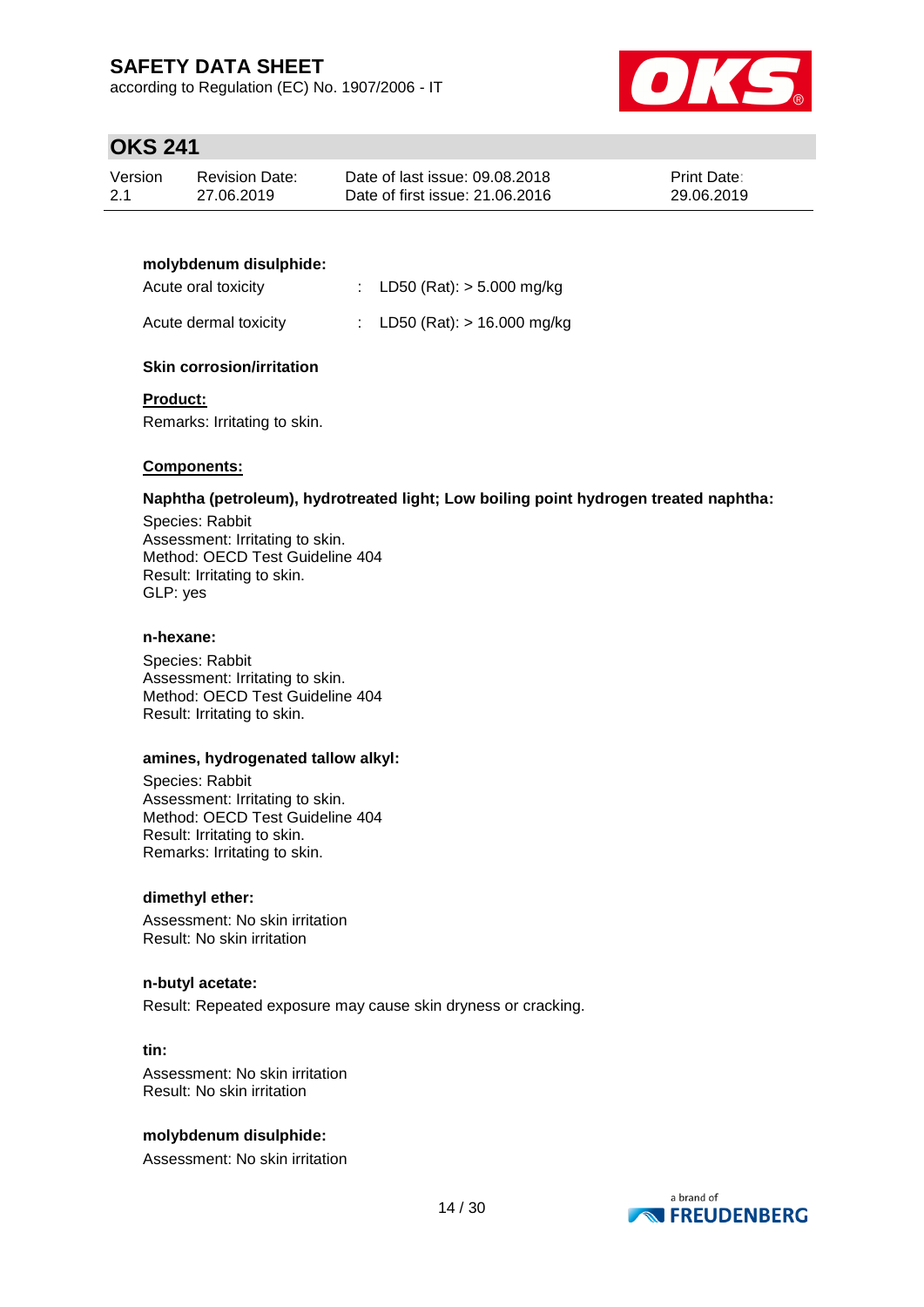**molybdenum disulphide:**

| | | |
|---|---|---|
| Acute oral toxicity | : | LD50 (Rat): > 5.000 mg/kg |
| Acute dermal toxicity | : | LD50 (Rat): > 16.000 mg/kg |

**Skin corrosion/irritation**

**Product:**

Remarks: Irritating to skin.

**Components:**

**Naphtha (petroleum), hydrotreated light; Low boiling point hydrogen treated naphtha:**

Species: Rabbit
Assessment: Irritating to skin.
Method: OECD Test Guideline 404
Result: Irritating to skin.
GLP: yes

**n-hexane:**

Species: Rabbit
Assessment: Irritating to skin.
Method: OECD Test Guideline 404
Result: Irritating to skin.

**amines, hydrogenated tallow alkyl:**

Species: Rabbit
Assessment: Irritating to skin.
Method: OECD Test Guideline 404
Result: Irritating to skin.
Remarks: Irritating to skin.

**dimethyl ether:**

Assessment: No skin irritation
Result: No skin irritation

**n-butyl acetate:**

Result: Repeated exposure may cause skin dryness or cracking.

**tin:**

Assessment: No skin irritation
Result: No skin irritation

**molybdenum disulphide:**

Assessment: No skin irritation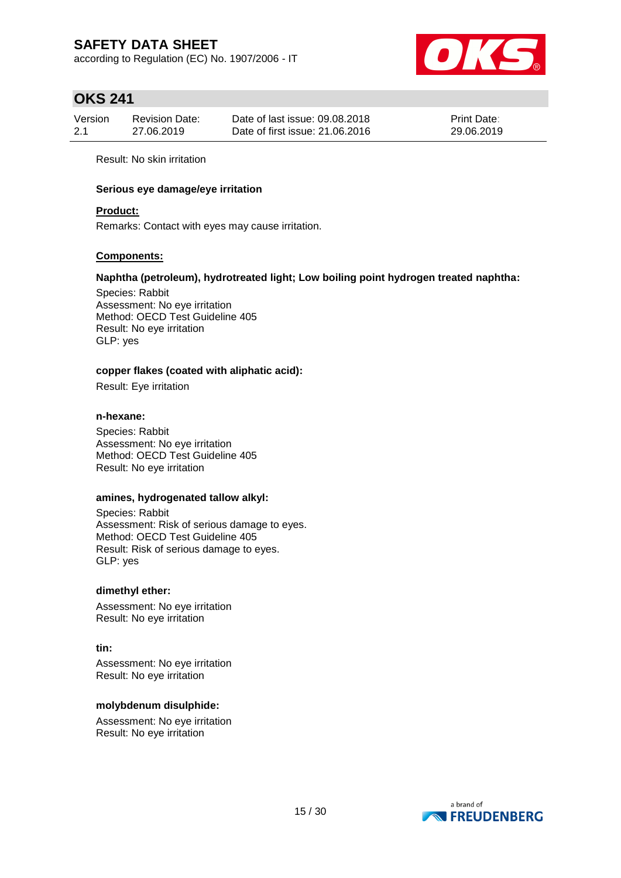Result: No skin irritation

**Serious eye damage/eye irritation**

**Product:**

Remarks: Contact with eyes may cause irritation.

**Components:**

**Naphtha (petroleum), hydrotreated light; Low boiling point hydrogen treated naphtha:**

Species: Rabbit
Assessment: No eye irritation
Method: OECD Test Guideline 405
Result: No eye irritation
GLP: yes

**copper flakes (coated with aliphatic acid):**

Result: Eye irritation

**n-hexane:**

Species: Rabbit
Assessment: No eye irritation
Method: OECD Test Guideline 405
Result: No eye irritation

**amines, hydrogenated tallow alkyl:**

Species: Rabbit
Assessment: Risk of serious damage to eyes.
Method: OECD Test Guideline 405
Result: Risk of serious damage to eyes.
GLP: yes

**dimethyl ether:**

Assessment: No eye irritation
Result: No eye irritation

**tin:**

Assessment: No eye irritation
Result: No eye irritation

**molybdenum disulphide:**

Assessment: No eye irritation
Result: No eye irritation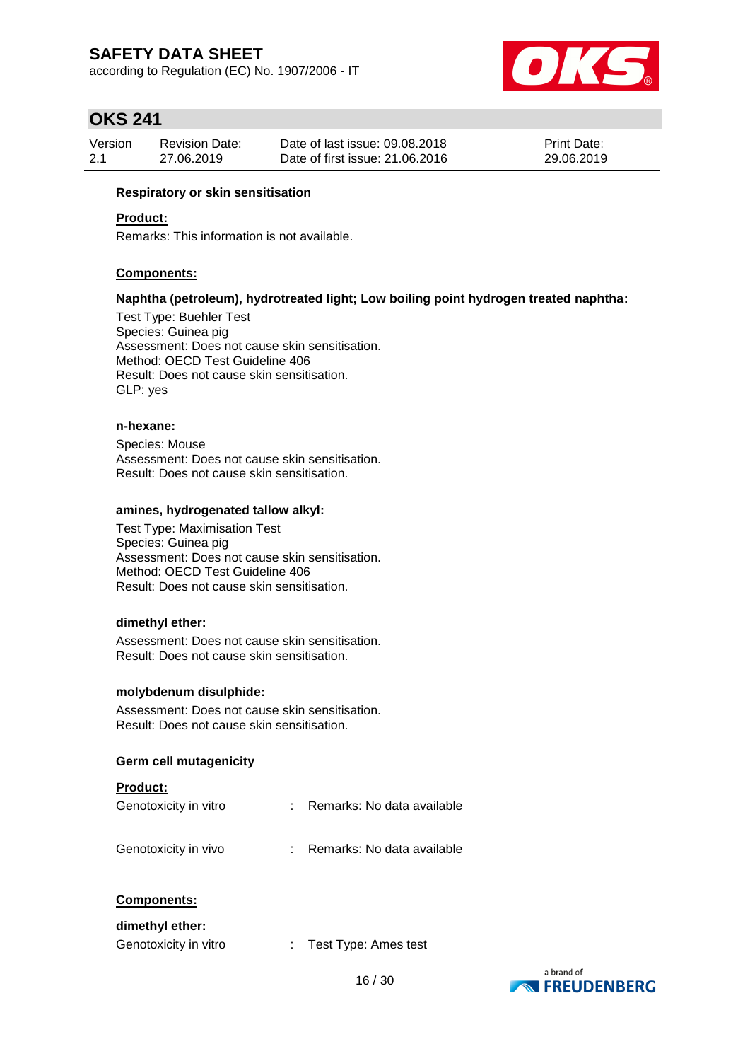**Respiratory or skin sensitisation**

**Product:**

Remarks: This information is not available.

**Components:**

**Naphtha (petroleum), hydrotreated light; Low boiling point hydrogen treated naphtha:**

Test Type: Buehler Test
Species: Guinea pig
Assessment: Does not cause skin sensitisation.
Method: OECD Test Guideline 406
Result: Does not cause skin sensitisation.
GLP: yes

**n-hexane:**

Species: Mouse
Assessment: Does not cause skin sensitisation.
Result: Does not cause skin sensitisation.

**amines, hydrogenated tallow alkyl:**

Test Type: Maximisation Test
Species: Guinea pig
Assessment: Does not cause skin sensitisation.
Method: OECD Test Guideline 406
Result: Does not cause skin sensitisation.

**dimethyl ether:**

Assessment: Does not cause skin sensitisation.
Result: Does not cause skin sensitisation.

**molybdenum disulphide:**

Assessment: Does not cause skin sensitisation.
Result: Does not cause skin sensitisation.

**Germ cell mutagenicity**

**Product:**

Genotoxicity in vitro : Remarks: No data available

Genotoxicity in vivo : Remarks: No data available

**Components:**

**dimethyl ether:**

Genotoxicity in vitro : Test Type: Ames test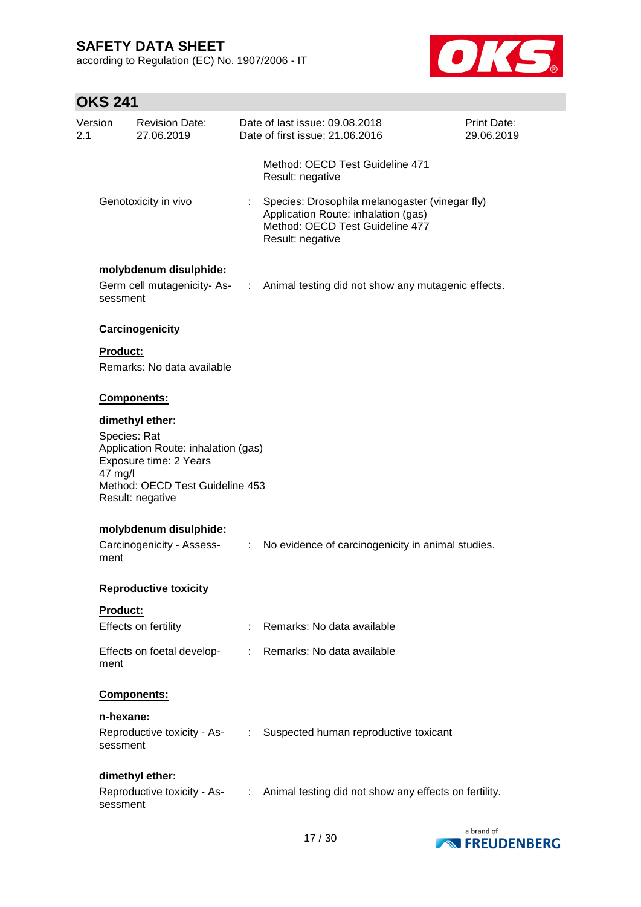Method: OECD Test Guideline 471
Result: negative

Genotoxicity in vivo : Species: Drosophila melanogaster (vinegar fly)
Application Route: inhalation (gas)
Method: OECD Test Guideline 477
Result: negative

**molybdenum disulphide:**

Germ cell mutagenicity- Assessment : Animal testing did not show any mutagenic effects.

**Carcinogenicity**

**Product:**

Remarks: No data available

**Components:**

**dimethyl ether:**

Species: Rat
Application Route: inhalation (gas)
Exposure time: 2 Years
47 mg/l
Method: OECD Test Guideline 453
Result: negative

**molybdenum disulphide:**

Carcinogenicity - Assessment : No evidence of carcinogenicity in animal studies.

**Reproductive toxicity**

**Product:**

Effects on fertility : Remarks: No data available

Effects on foetal development : Remarks: No data available

**Components:**

**n-hexane:**

Reproductive toxicity - Assessment : Suspected human reproductive toxicant

**dimethyl ether:**

Reproductive toxicity - Assessment : Animal testing did not show any effects on fertility.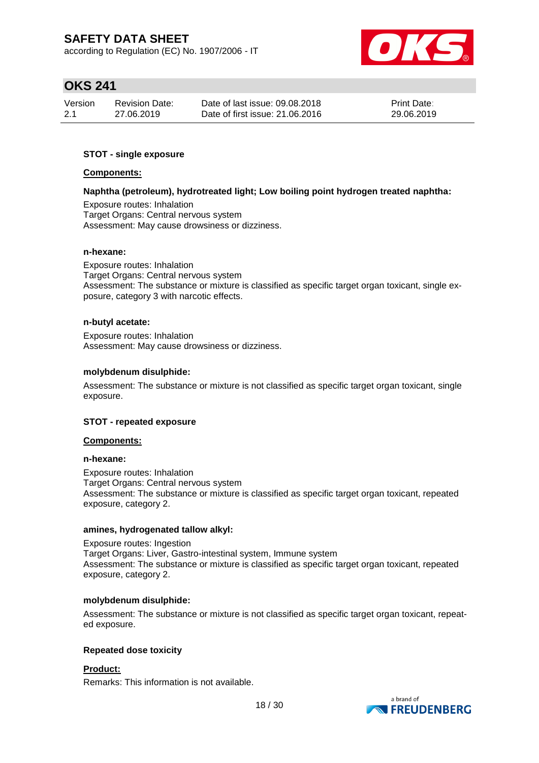**STOT - single exposure**

**Components:**

**Naphtha (petroleum), hydrotreated light; Low boiling point hydrogen treated naphtha:**

Exposure routes: Inhalation
Target Organs: Central nervous system
Assessment: May cause drowsiness or dizziness.

**n-hexane:**

Exposure routes: Inhalation
Target Organs: Central nervous system
Assessment: The substance or mixture is classified as specific target organ toxicant, single exposure, category 3 with narcotic effects.

**n-butyl acetate:**

Exposure routes: Inhalation
Assessment: May cause drowsiness or dizziness.

**molybdenum disulphide:**

Assessment: The substance or mixture is not classified as specific target organ toxicant, single exposure.

**STOT - repeated exposure**

**Components:**

**n-hexane:**

Exposure routes: Inhalation
Target Organs: Central nervous system
Assessment: The substance or mixture is classified as specific target organ toxicant, repeated exposure, category 2.

**amines, hydrogenated tallow alkyl:**

Exposure routes: Ingestion
Target Organs: Liver, Gastro-intestinal system, Immune system
Assessment: The substance or mixture is classified as specific target organ toxicant, repeated exposure, category 2.

**molybdenum disulphide:**

Assessment: The substance or mixture is not classified as specific target organ toxicant, repeated exposure.

**Repeated dose toxicity**

**Product:**

Remarks: This information is not available.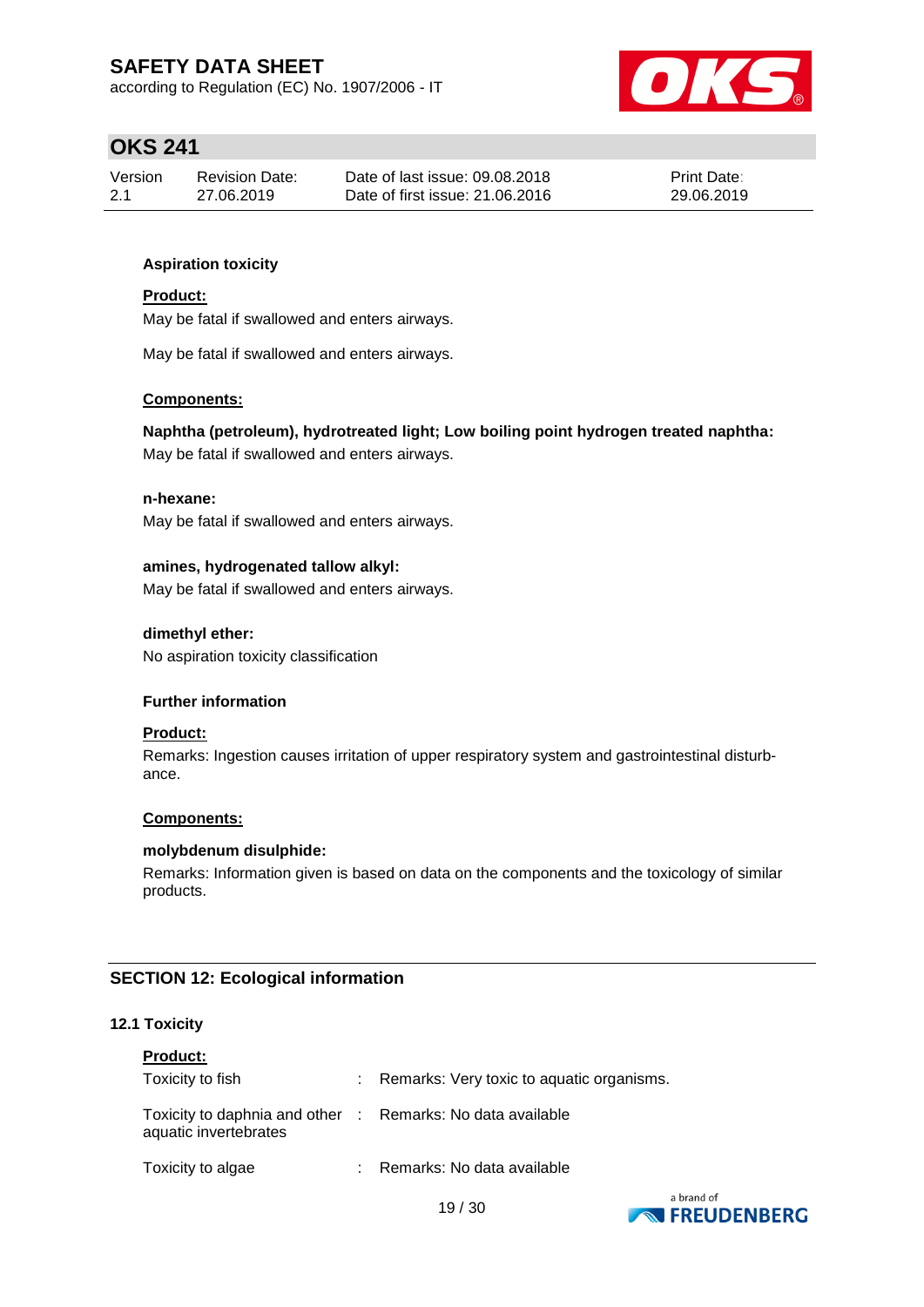**Aspiration toxicity**

**Product:**

May be fatal if swallowed and enters airways.

May be fatal if swallowed and enters airways.

**Components:**

**Naphtha (petroleum), hydrotreated light; Low boiling point hydrogen treated naphtha:**
May be fatal if swallowed and enters airways.

**n-hexane:**
May be fatal if swallowed and enters airways.

**amines, hydrogenated tallow alkyl:**
May be fatal if swallowed and enters airways.

**dimethyl ether:**
No aspiration toxicity classification

**Further information**

**Product:**

Remarks: Ingestion causes irritation of upper respiratory system and gastrointestinal disturbance.

**Components:**

**molybdenum disulphide:**
Remarks: Information given is based on data on the components and the toxicology of similar products.

## SECTION 12: Ecological information

### 12.1 Toxicity

**Product:**

| | | |
|---|---|---|
| Toxicity to fish | : | Remarks: Very toxic to aquatic organisms. |
| Toxicity to daphnia and other aquatic invertebrates | : | Remarks: No data available |
| Toxicity to algae | : | Remarks: No data available |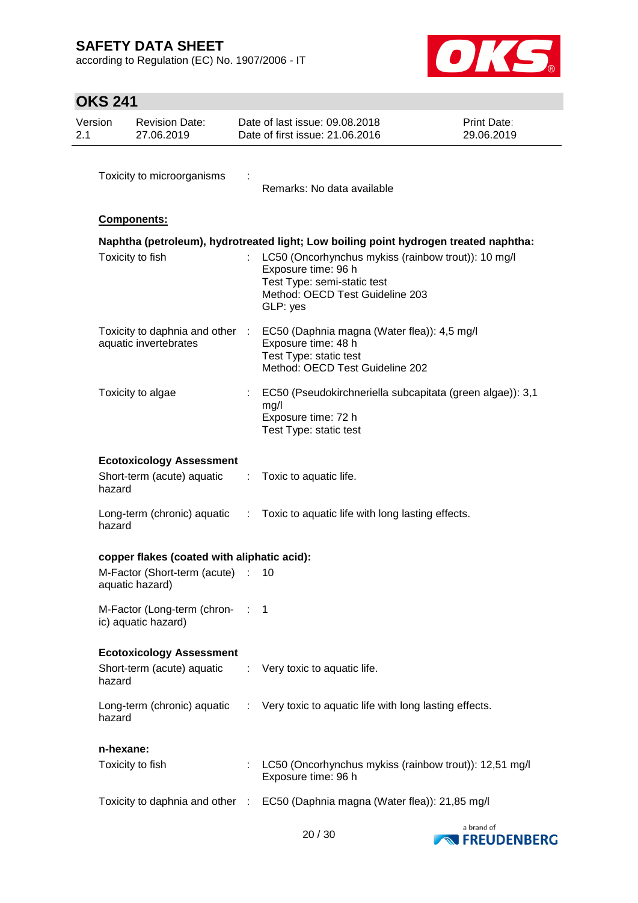Toxicity to microorganisms : Remarks: No data available

**Components:**

**Naphtha (petroleum), hydrotreated light; Low boiling point hydrogen treated naphtha:**

| | | |
|---|---|---|
| Toxicity to fish | : | LC50 (Oncorhynchus mykiss (rainbow trout)): 10 mg/l<br>Exposure time: 96 h<br>Test Type: semi-static test<br>Method: OECD Test Guideline 203<br>GLP: yes |
| Toxicity to daphnia and other aquatic invertebrates | : | EC50 (Daphnia magna (Water flea)): 4,5 mg/l<br>Exposure time: 48 h<br>Test Type: static test<br>Method: OECD Test Guideline 202 |
| Toxicity to algae | : | EC50 (Pseudokirchneriella subcapitata (green algae)): 3,1 mg/l<br>Exposure time: 72 h<br>Test Type: static test |

**Ecotoxicology Assessment**

| | | |
|---|---|---|
| Short-term (acute) aquatic hazard | : | Toxic to aquatic life. |
| Long-term (chronic) aquatic hazard | : | Toxic to aquatic life with long lasting effects. |

**copper flakes (coated with aliphatic acid):**

| | | |
|---|---|---|
| M-Factor (Short-term (acute) aquatic hazard) | : | 10 |
| M-Factor (Long-term (chronic) aquatic hazard) | : | 1 |

**Ecotoxicology Assessment**

| | | |
|---|---|---|
| Short-term (acute) aquatic hazard | : | Very toxic to aquatic life. |
| Long-term (chronic) aquatic hazard | : | Very toxic to aquatic life with long lasting effects. |

**n-hexane:**

| | | |
|---|---|---|
| Toxicity to fish | : | LC50 (Oncorhynchus mykiss (rainbow trout)): 12,51 mg/l<br>Exposure time: 96 h |
| Toxicity to daphnia and other | : | EC50 (Daphnia magna (Water flea)): 21,85 mg/l |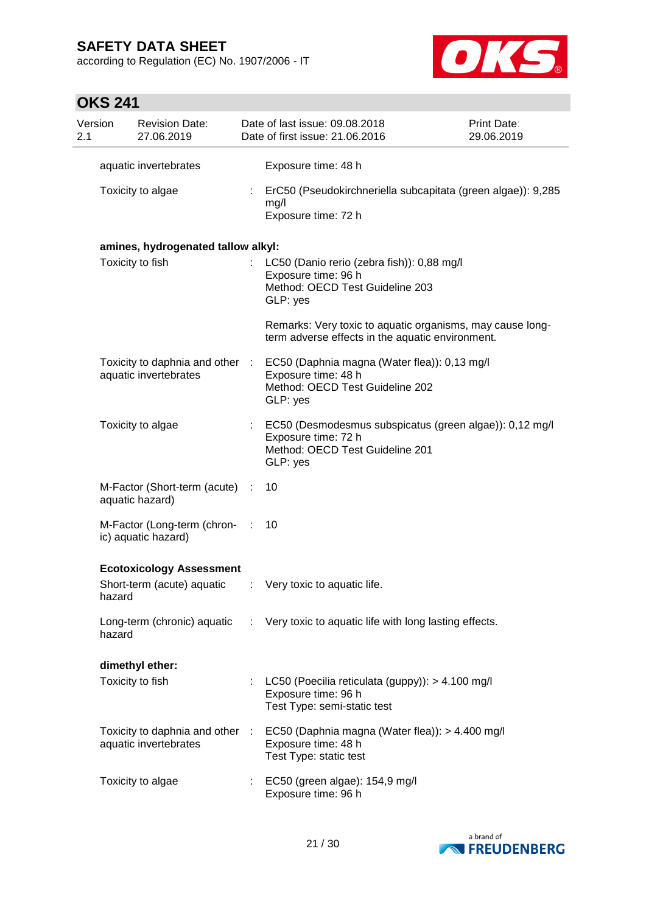| | | |
|---|---|---|
| aquatic invertebrates | | Exposure time: 48 h |
| Toxicity to algae | : | ErC50 (Pseudokirchneriella subcapitata (green algae)): 9,285 mg/l<br>Exposure time: 72 h |

**amines, hydrogenated tallow alkyl:**

| | | |
|---|---|---|
| Toxicity to fish | : | LC50 (Danio rerio (zebra fish)): 0,88 mg/l<br>Exposure time: 96 h<br>Method: OECD Test Guideline 203<br>GLP: yes<br><br>Remarks: Very toxic to aquatic organisms, may cause long-term adverse effects in the aquatic environment. |
| Toxicity to daphnia and other aquatic invertebrates | : | EC50 (Daphnia magna (Water flea)): 0,13 mg/l<br>Exposure time: 48 h<br>Method: OECD Test Guideline 202<br>GLP: yes |
| Toxicity to algae | : | EC50 (Desmodesmus subspicatus (green algae)): 0,12 mg/l<br>Exposure time: 72 h<br>Method: OECD Test Guideline 201<br>GLP: yes |
| M-Factor (Short-term (acute) aquatic hazard) | : | 10 |
| M-Factor (Long-term (chronic) aquatic hazard) | : | 10 |

**Ecotoxicology Assessment**

| | | |
|---|---|---|
| Short-term (acute) aquatic hazard | : | Very toxic to aquatic life. |
| Long-term (chronic) aquatic hazard | : | Very toxic to aquatic life with long lasting effects. |

**dimethyl ether:**

| | | |
|---|---|---|
| Toxicity to fish | : | LC50 (Poecilia reticulata (guppy)): > 4.100 mg/l<br>Exposure time: 96 h<br>Test Type: semi-static test |
| Toxicity to daphnia and other aquatic invertebrates | : | EC50 (Daphnia magna (Water flea)): > 4.400 mg/l<br>Exposure time: 48 h<br>Test Type: static test |
| Toxicity to algae | : | EC50 (green algae): 154,9 mg/l<br>Exposure time: 96 h |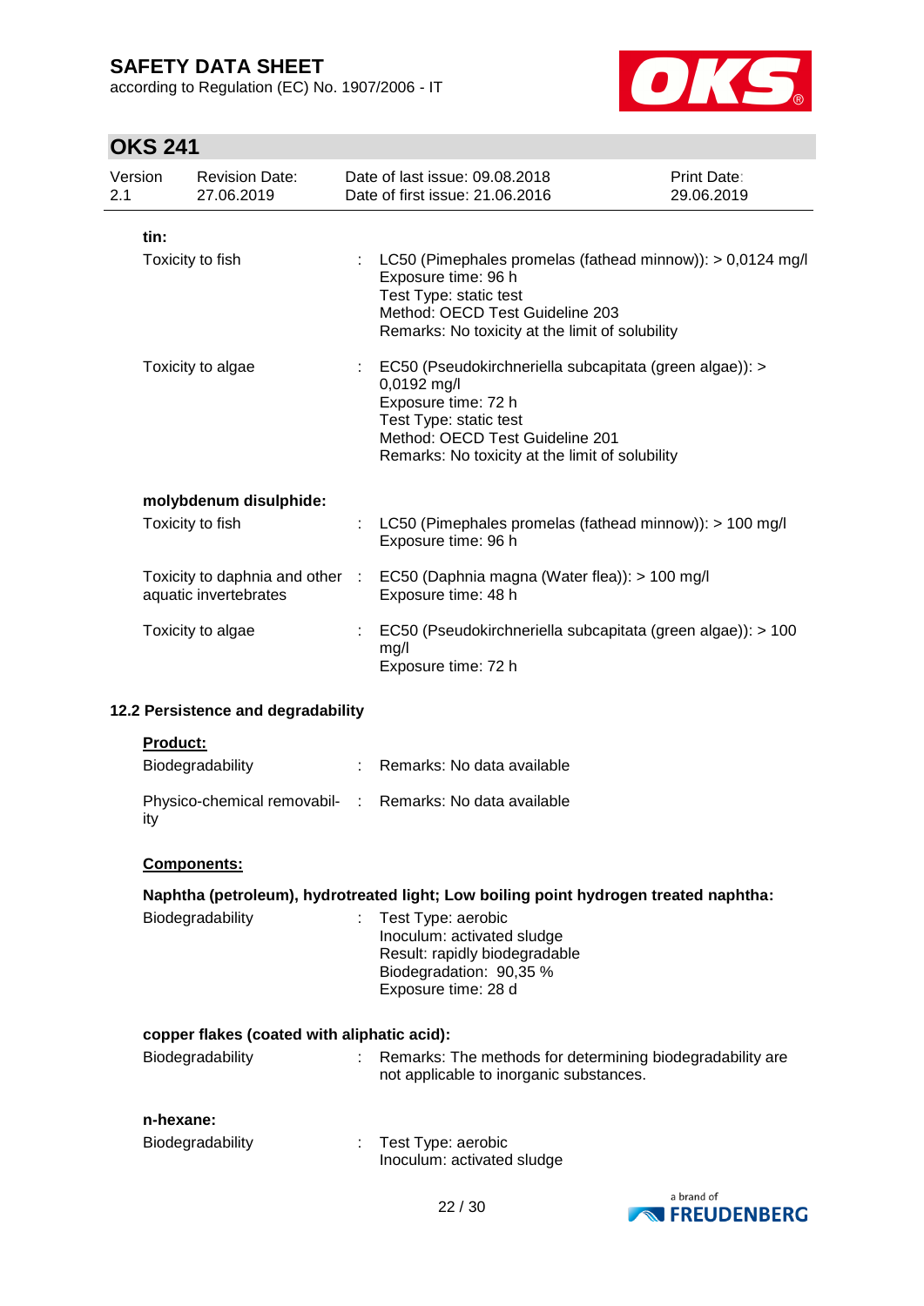**tin:**

| | | |
|---|---|---|
| Toxicity to fish | : | LC50 (Pimephales promelas (fathead minnow)): > 0,0124 mg/l<br>Exposure time: 96 h<br>Test Type: static test<br>Method: OECD Test Guideline 203<br>Remarks: No toxicity at the limit of solubility |
| Toxicity to algae | : | EC50 (Pseudokirchneriella subcapitata (green algae)): > 0,0192 mg/l<br>Exposure time: 72 h<br>Test Type: static test<br>Method: OECD Test Guideline 201<br>Remarks: No toxicity at the limit of solubility |

**molybdenum disulphide:**

| | | |
|---|---|---|
| Toxicity to fish | : | LC50 (Pimephales promelas (fathead minnow)): > 100 mg/l<br>Exposure time: 96 h |
| Toxicity to daphnia and other aquatic invertebrates | : | EC50 (Daphnia magna (Water flea)): > 100 mg/l<br>Exposure time: 48 h |
| Toxicity to algae | : | EC50 (Pseudokirchneriella subcapitata (green algae)): > 100 mg/l<br>Exposure time: 72 h |

**12.2 Persistence and degradability**

**Product:**

| | | |
|---|---|---|
| Biodegradability | : | Remarks: No data available |
| Physico-chemical removability | : | Remarks: No data available |

**Components:**

**Naphtha (petroleum), hydrotreated light; Low boiling point hydrogen treated naphtha:**

| | | |
|---|---|---|
| Biodegradability | : | Test Type: aerobic<br>Inoculum: activated sludge<br>Result: rapidly biodegradable<br>Biodegradation: 90,35 %<br>Exposure time: 28 d |

**copper flakes (coated with aliphatic acid):**

| | | |
|---|---|---|
| Biodegradability | : | Remarks: The methods for determining biodegradability are not applicable to inorganic substances. |

**n-hexane:**

| | | |
|---|---|---|
| Biodegradability | : | Test Type: aerobic<br>Inoculum: activated sludge |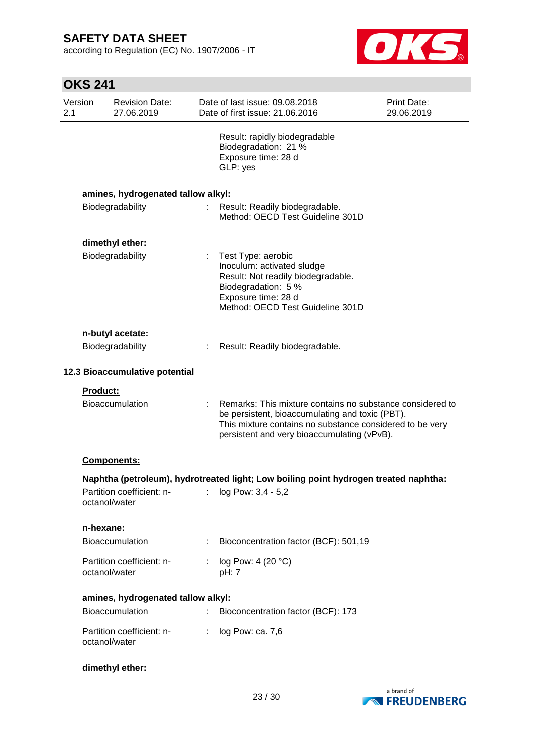Result: rapidly biodegradable
Biodegradation: 21 %
Exposure time: 28 d
GLP: yes

**amines, hydrogenated tallow alkyl:**

Biodegradability : Result: Readily biodegradable.
Method: OECD Test Guideline 301D

**dimethyl ether:**

Biodegradability : Test Type: aerobic
Inoculum: activated sludge
Result: Not readily biodegradable.
Biodegradation: 5 %
Exposure time: 28 d
Method: OECD Test Guideline 301D

**n-butyl acetate:**

Biodegradability : Result: Readily biodegradable.

### 12.3 Bioaccumulative potential

**Product:**

Bioaccumulation : Remarks: This mixture contains no substance considered to be persistent, bioaccumulating and toxic (PBT).
This mixture contains no substance considered to be very persistent and very bioaccumulating (vPvB).

**Components:**

**Naphtha (petroleum), hydrotreated light; Low boiling point hydrogen treated naphtha:**

Partition coefficient: n-octanol/water : log Pow: 3,4 - 5,2

**n-hexane:**

Bioaccumulation : Bioconcentration factor (BCF): 501,19

Partition coefficient: n-octanol/water : log Pow: 4 (20 °C)
pH: 7

**amines, hydrogenated tallow alkyl:**

Bioaccumulation : Bioconcentration factor (BCF): 173

Partition coefficient: n-octanol/water : log Pow: ca. 7,6

**dimethyl ether:**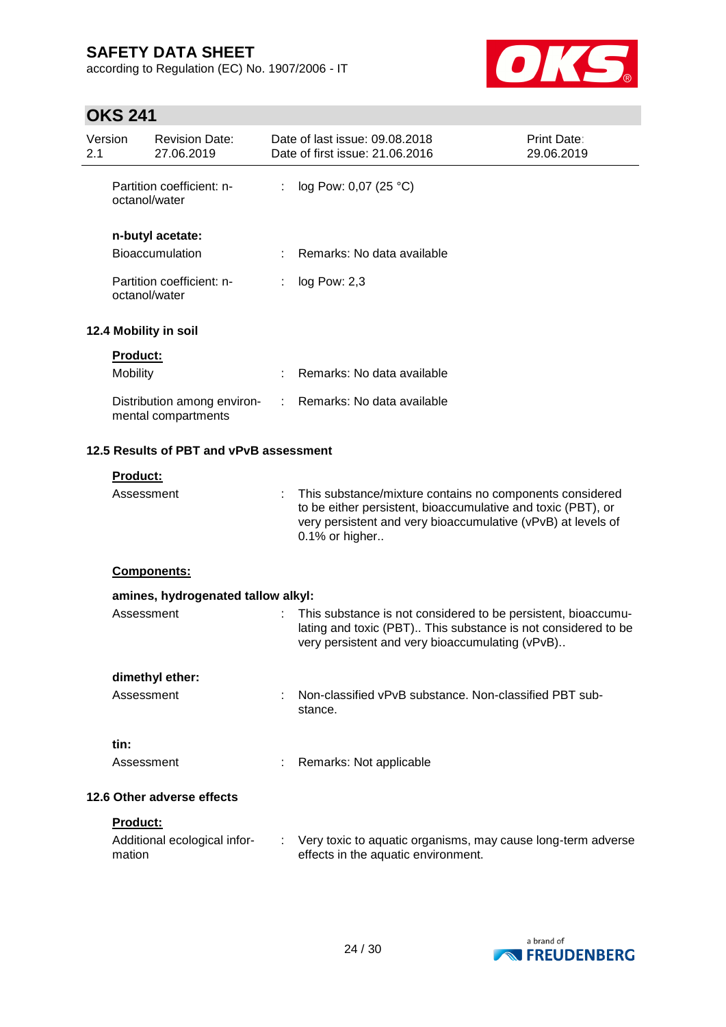| | | |
|---|---|---|
| Partition coefficient: n-octanol/water | : | log Pow: 0,07 (25 °C) |

**n-butyl acetate:**

| | | |
|---|---|---|
| Bioaccumulation | : | Remarks: No data available |
| Partition coefficient: n-octanol/water | : | log Pow: 2,3 |

### 12.4 Mobility in soil

**Product:**

| | | |
|---|---|---|
| Mobility | : | Remarks: No data available |
| Distribution among environmental compartments | : | Remarks: No data available |

### 12.5 Results of PBT and vPvB assessment

**Product:**

| | | |
|---|---|---|
| Assessment | : | This substance/mixture contains no components considered to be either persistent, bioaccumulative and toxic (PBT), or very persistent and very bioaccumulative (vPvB) at levels of 0.1% or higher.. |

**Components:**

**amines, hydrogenated tallow alkyl:**

| | | |
|---|---|---|
| Assessment | : | This substance is not considered to be persistent, bioaccumulating and toxic (PBT).. This substance is not considered to be very persistent and very bioaccumulating (vPvB).. |

**dimethyl ether:**

| | | |
|---|---|---|
| Assessment | : | Non-classified vPvB substance. Non-classified PBT substance. |

**tin:**

| | | |
|---|---|---|
| Assessment | : | Remarks: Not applicable |

### 12.6 Other adverse effects

**Product:**

| | | |
|---|---|---|
| Additional ecological information | : | Very toxic to aquatic organisms, may cause long-term adverse effects in the aquatic environment. |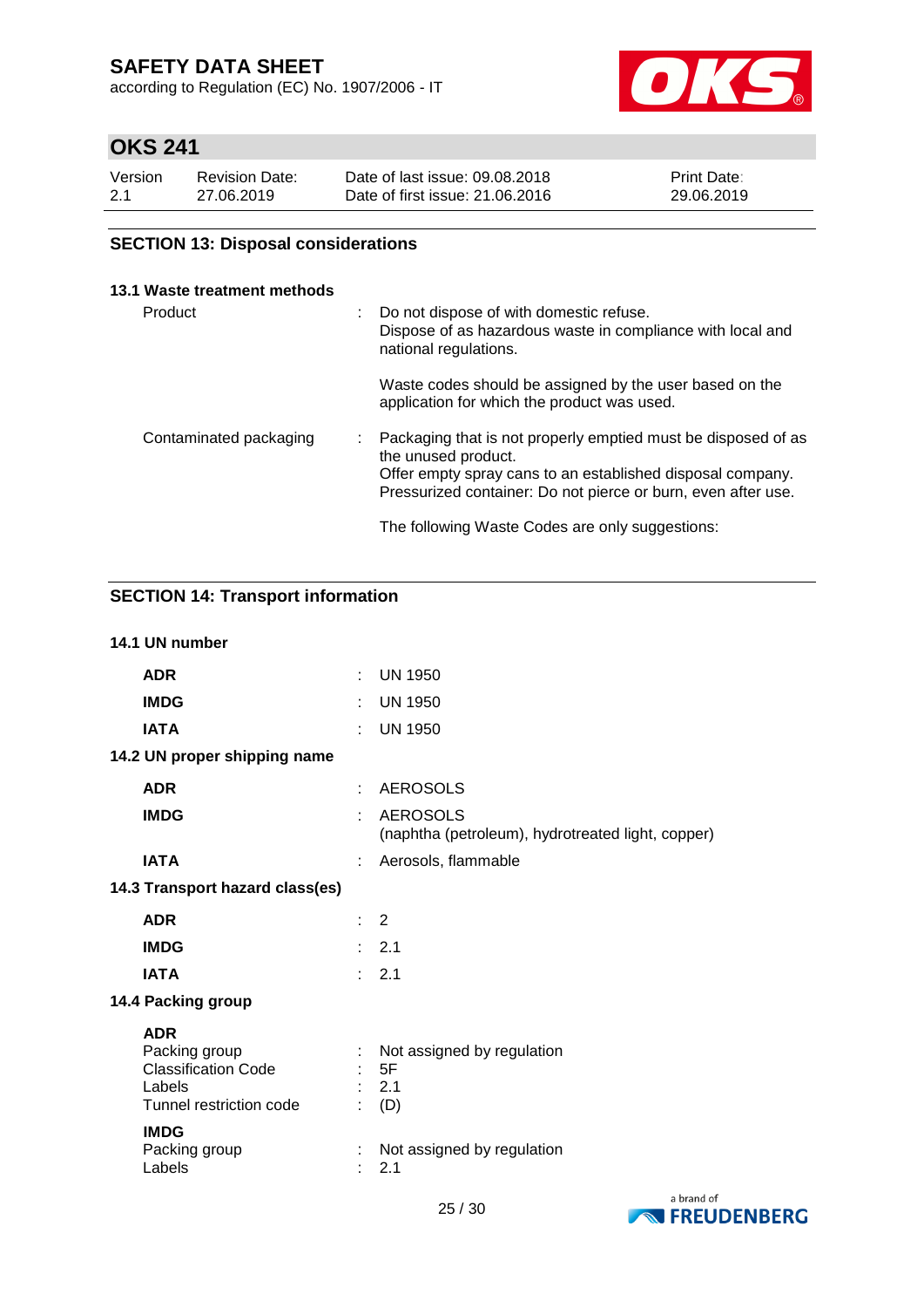## SECTION 13: Disposal considerations

### 13.1 Waste treatment methods

| | | |
|---|---|---|
| Product | : | Do not dispose of with domestic refuse.<br>Dispose of as hazardous waste in compliance with local and national regulations.<br><br>Waste codes should be assigned by the user based on the application for which the product was used. |
| Contaminated packaging | : | Packaging that is not properly emptied must be disposed of as the unused product.<br>Offer empty spray cans to an established disposal company.<br>Pressurized container: Do not pierce or burn, even after use.<br><br>The following Waste Codes are only suggestions: |

## SECTION 14: Transport information

### 14.1 UN number

| | | |
|---|---|---|
| **ADR** | : | UN 1950 |
| **IMDG** | : | UN 1950 |
| **IATA** | : | UN 1950 |

### 14.2 UN proper shipping name

| | | |
|---|---|---|
| **ADR** | : | AEROSOLS |
| **IMDG** | : | AEROSOLS<br>(naphtha (petroleum), hydrotreated light, copper) |
| **IATA** | : | Aerosols, flammable |

### 14.3 Transport hazard class(es)

| | | |
|---|---|---|
| **ADR** | : | 2 |
| **IMDG** | : | 2.1 |
| **IATA** | : | 2.1 |

### 14.4 Packing group

**ADR**

| | | |
|---|---|---|
| Packing group | : | Not assigned by regulation |
| Classification Code | : | 5F |
| Labels | : | 2.1 |
| Tunnel restriction code | : | (D) |

**IMDG**

| | | |
|---|---|---|
| Packing group | : | Not assigned by regulation |
| Labels | : | 2.1 |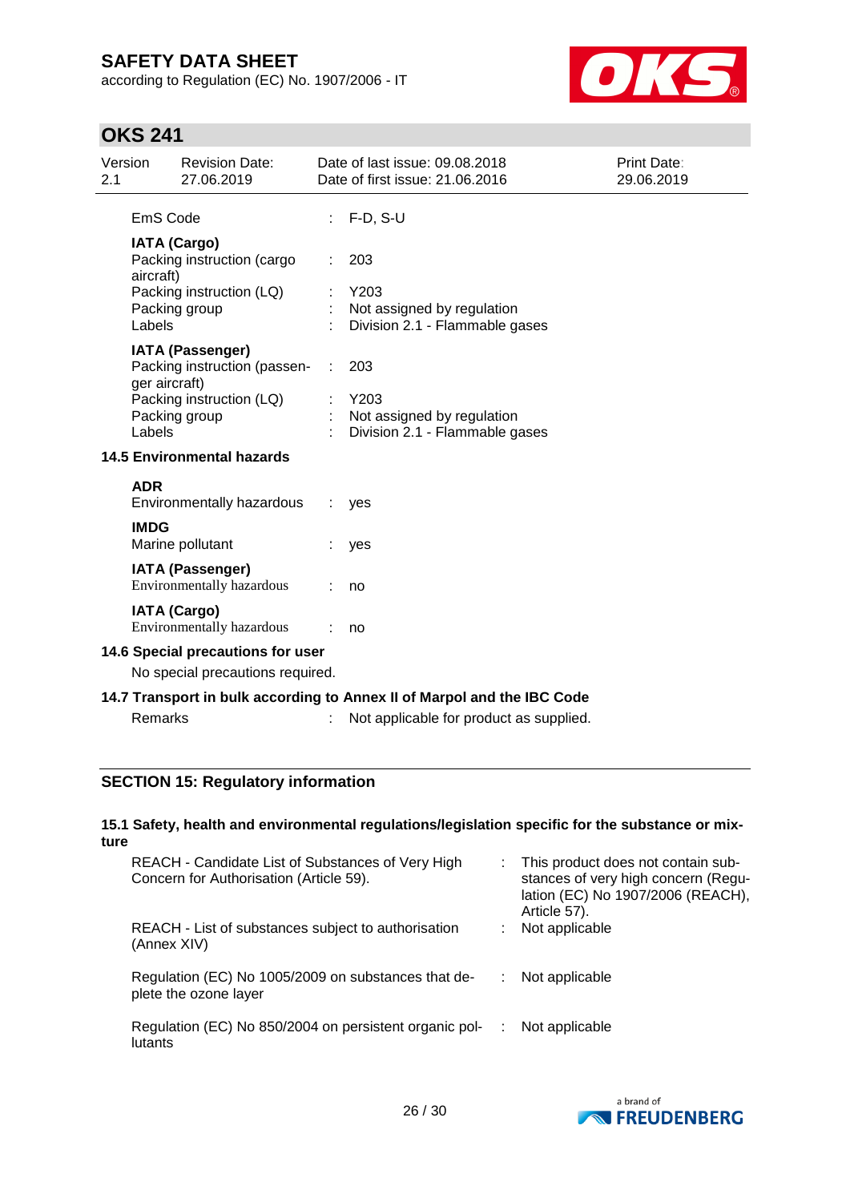EmS Code : F-D, S-U

**IATA (Cargo)**

| | | |
|---|---|---|
| Packing instruction (cargo aircraft) | : | 203 |
| Packing instruction (LQ) | : | Y203 |
| Packing group | : | Not assigned by regulation |
| Labels | : | Division 2.1 - Flammable gases |

**IATA (Passenger)**

| | | |
|---|---|---|
| Packing instruction (passenger aircraft) | : | 203 |
| Packing instruction (LQ) | : | Y203 |
| Packing group | : | Not assigned by regulation |
| Labels | : | Division 2.1 - Flammable gases |

### 14.5 Environmental hazards

**ADR**

Environmentally hazardous : yes

**IMDG**

Marine pollutant : yes

**IATA (Passenger)**

Environmentally hazardous : no

**IATA (Cargo)**

Environmentally hazardous : no

### 14.6 Special precautions for user

No special precautions required.

### 14.7 Transport in bulk according to Annex II of Marpol and the IBC Code

Remarks : Not applicable for product as supplied.

## SECTION 15: Regulatory information

### 15.1 Safety, health and environmental regulations/legislation specific for the substance or mixture

| | | |
|---|---|---|
| REACH - Candidate List of Substances of Very High Concern for Authorisation (Article 59). | : | This product does not contain substances of very high concern (Regulation (EC) No 1907/2006 (REACH), Article 57). |
| REACH - List of substances subject to authorisation (Annex XIV) | : | Not applicable |
| Regulation (EC) No 1005/2009 on substances that deplete the ozone layer | : | Not applicable |
| Regulation (EC) No 850/2004 on persistent organic pollutants | : | Not applicable |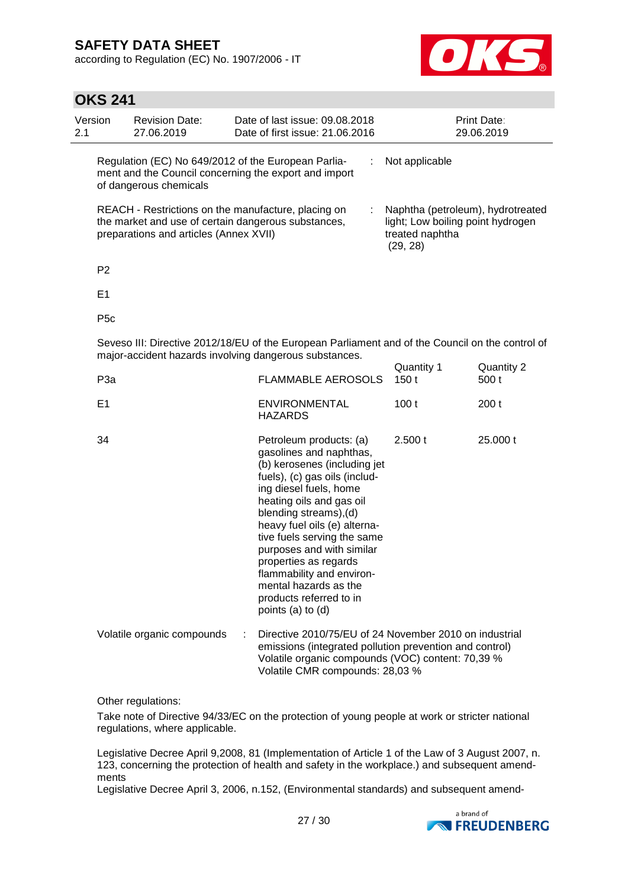| Regulation (EC) No 649/2012 of the European Parliament and the Council concerning the export and import of dangerous chemicals | : | Not applicable |
|---|---|---|
| REACH - Restrictions on the manufacture, placing on the market and use of certain dangerous substances, preparations and articles (Annex XVII) | : | Naphtha (petroleum), hydrotreated light; Low boiling point hydrogen treated naphtha (29, 28) |

P2

E1

P5c

Seveso III: Directive 2012/18/EU of the European Parliament and of the Council on the control of major-accident hazards involving dangerous substances.

| | | Quantity 1 | Quantity 2 |
|---|---|---|---|
| P3a | FLAMMABLE AEROSOLS | 150 t | 500 t |
| E1 | ENVIRONMENTAL HAZARDS | 100 t | 200 t |
| 34 | Petroleum products: (a) gasolines and naphthas, (b) kerosenes (including jet fuels), (c) gas oils (including diesel fuels, home heating oils and gas oil blending streams),(d) heavy fuel oils (e) alternative fuels serving the same purposes and with similar properties as regards flammability and environmental hazards as the products referred to in points (a) to (d) | 2.500 t | 25.000 t |

Volatile organic compounds : Directive 2010/75/EU of 24 November 2010 on industrial emissions (integrated pollution prevention and control)
Volatile organic compounds (VOC) content: 70,39 %
Volatile CMR compounds: 28,03 %

Other regulations:

Take note of Directive 94/33/EC on the protection of young people at work or stricter national regulations, where applicable.

Legislative Decree April 9,2008, 81 (Implementation of Article 1 of the Law of 3 August 2007, n. 123, concerning the protection of health and safety in the workplace.) and subsequent amendments
Legislative Decree April 3, 2006, n.152, (Environmental standards) and subsequent amend-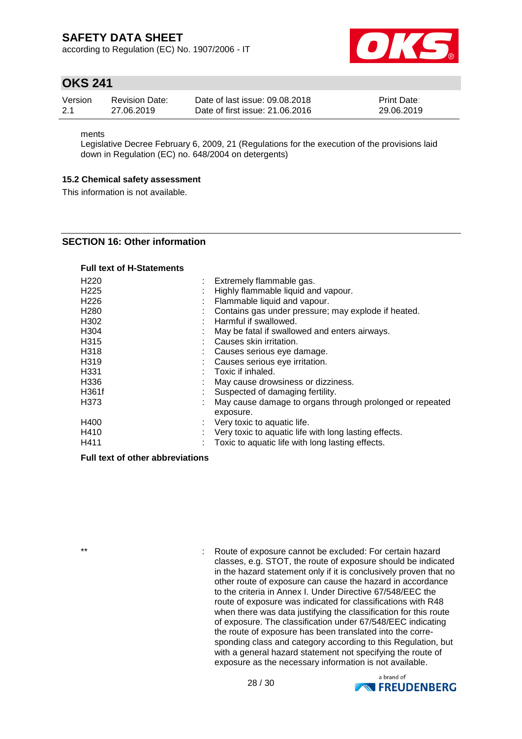ments
Legislative Decree February 6, 2009, 21 (Regulations for the execution of the provisions laid down in Regulation (EC) no. 648/2004 on detergents)

### 15.2 Chemical safety assessment

This information is not available.

## SECTION 16: Other information

**Full text of H-Statements**

| | | |
|---|---|---|
| H220 | : | Extremely flammable gas. |
| H225 | : | Highly flammable liquid and vapour. |
| H226 | : | Flammable liquid and vapour. |
| H280 | : | Contains gas under pressure; may explode if heated. |
| H302 | : | Harmful if swallowed. |
| H304 | : | May be fatal if swallowed and enters airways. |
| H315 | : | Causes skin irritation. |
| H318 | : | Causes serious eye damage. |
| H319 | : | Causes serious eye irritation. |
| H331 | : | Toxic if inhaled. |
| H336 | : | May cause drowsiness or dizziness. |
| H361f | : | Suspected of damaging fertility. |
| H373 | : | May cause damage to organs through prolonged or repeated exposure. |
| H400 | : | Very toxic to aquatic life. |
| H410 | : | Very toxic to aquatic life with long lasting effects. |
| H411 | : | Toxic to aquatic life with long lasting effects. |

**Full text of other abbreviations**

| | | |
|---|---|---|
| ** | : | Route of exposure cannot be excluded: For certain hazard classes, e.g. STOT, the route of exposure should be indicated in the hazard statement only if it is conclusively proven that no other route of exposure can cause the hazard in accordance to the criteria in Annex I. Under Directive 67/548/EEC the route of exposure was indicated for classifications with R48 when there was data justifying the classification for this route of exposure. The classification under 67/548/EEC indicating the route of exposure has been translated into the corresponding class and category according to this Regulation, but with a general hazard statement not specifying the route of exposure as the necessary information is not available. |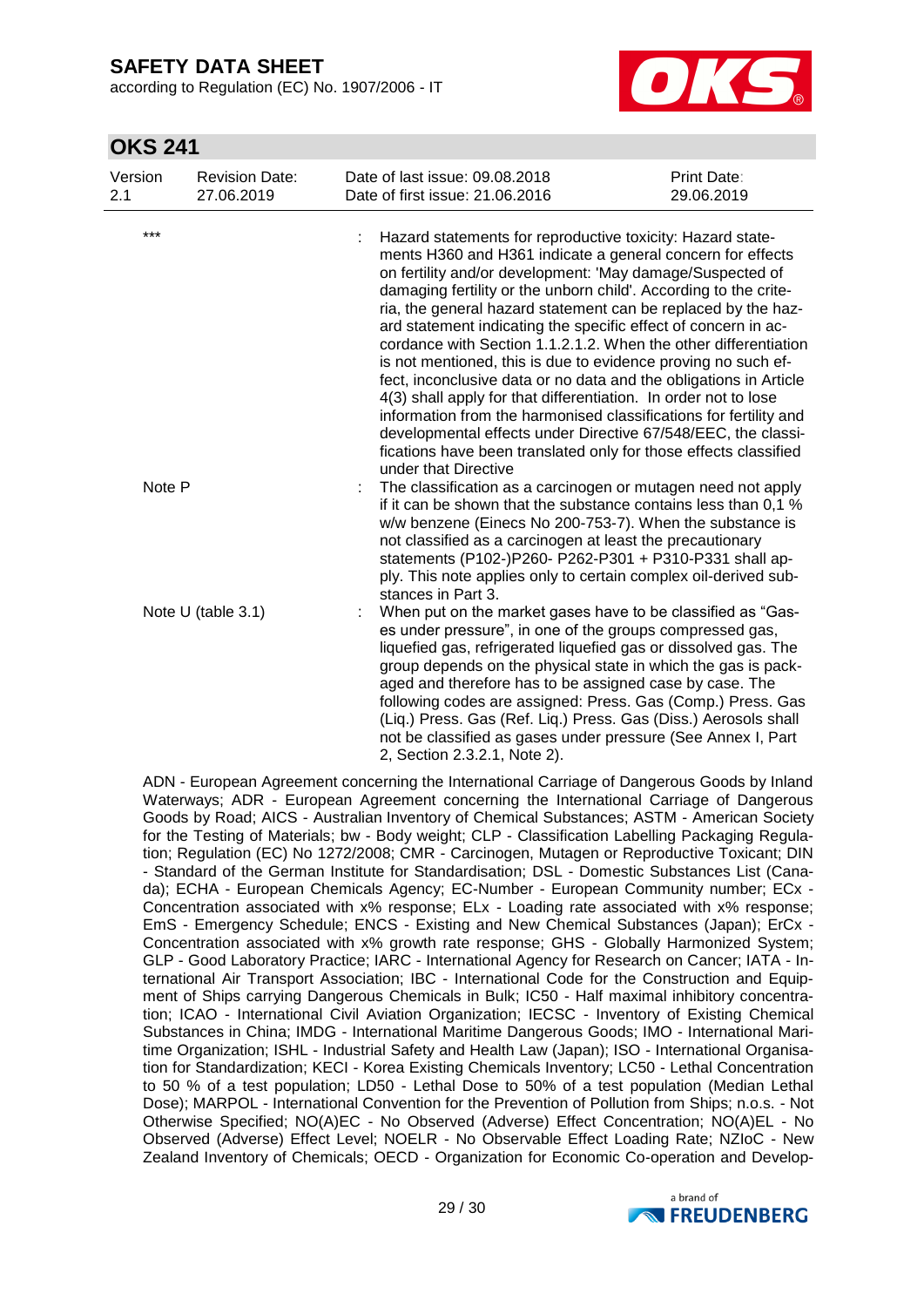| | | |
|---|---|---|
| *** | : | Hazard statements for reproductive toxicity: Hazard statements H360 and H361 indicate a general concern for effects on fertility and/or development: 'May damage/Suspected of damaging fertility or the unborn child'. According to the criteria, the general hazard statement can be replaced by the hazard statement indicating the specific effect of concern in accordance with Section 1.1.2.1.2. When the other differentiation is not mentioned, this is due to evidence proving no such effect, inconclusive data or no data and the obligations in Article 4(3) shall apply for that differentiation. In order not to lose information from the harmonised classifications for fertility and developmental effects under Directive 67/548/EEC, the classifications have been translated only for those effects classified under that Directive |
| Note P | : | The classification as a carcinogen or mutagen need not apply if it can be shown that the substance contains less than 0,1 % w/w benzene (Einecs No 200-753-7). When the substance is not classified as a carcinogen at least the precautionary statements (P102-)P260- P262-P301 + P310-P331 shall apply. This note applies only to certain complex oil-derived substances in Part 3. |
| Note U (table 3.1) | : | When put on the market gases have to be classified as "Gases under pressure", in one of the groups compressed gas, liquefied gas, refrigerated liquefied gas or dissolved gas. The group depends on the physical state in which the gas is packaged and therefore has to be assigned case by case. The following codes are assigned: Press. Gas (Comp.) Press. Gas (Liq.) Press. Gas (Ref. Liq.) Press. Gas (Diss.) Aerosols shall not be classified as gases under pressure (See Annex I, Part 2, Section 2.3.2.1, Note 2). |

ADN - European Agreement concerning the International Carriage of Dangerous Goods by Inland Waterways; ADR - European Agreement concerning the International Carriage of Dangerous Goods by Road; AICS - Australian Inventory of Chemical Substances; ASTM - American Society for the Testing of Materials; bw - Body weight; CLP - Classification Labelling Packaging Regulation; Regulation (EC) No 1272/2008; CMR - Carcinogen, Mutagen or Reproductive Toxicant; DIN - Standard of the German Institute for Standardisation; DSL - Domestic Substances List (Canada); ECHA - European Chemicals Agency; EC-Number - European Community number; ECx - Concentration associated with x% response; ELx - Loading rate associated with x% response; EmS - Emergency Schedule; ENCS - Existing and New Chemical Substances (Japan); ErCx - Concentration associated with x% growth rate response; GHS - Globally Harmonized System; GLP - Good Laboratory Practice; IARC - International Agency for Research on Cancer; IATA - International Air Transport Association; IBC - International Code for the Construction and Equipment of Ships carrying Dangerous Chemicals in Bulk; IC50 - Half maximal inhibitory concentration; ICAO - International Civil Aviation Organization; IECSC - Inventory of Existing Chemical Substances in China; IMDG - International Maritime Dangerous Goods; IMO - International Maritime Organization; ISHL - Industrial Safety and Health Law (Japan); ISO - International Organisation for Standardization; KECI - Korea Existing Chemicals Inventory; LC50 - Lethal Concentration to 50 % of a test population; LD50 - Lethal Dose to 50% of a test population (Median Lethal Dose); MARPOL - International Convention for the Prevention of Pollution from Ships; n.o.s. - Not Otherwise Specified; NO(A)EC - No Observed (Adverse) Effect Concentration; NO(A)EL - No Observed (Adverse) Effect Level; NOELR - No Observable Effect Loading Rate; NZIoC - New Zealand Inventory of Chemicals; OECD - Organization for Economic Co-operation and Develop-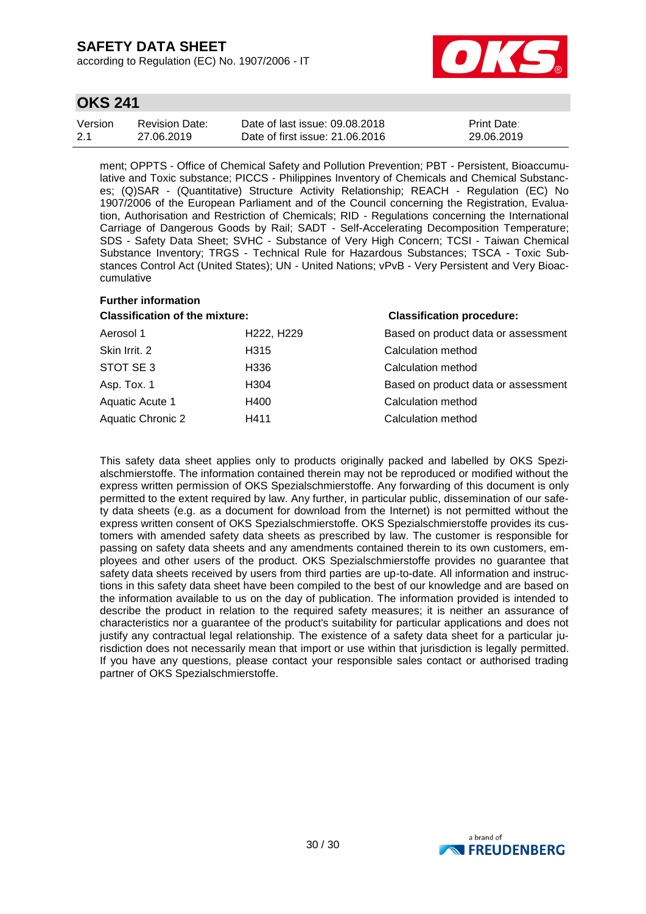ment; OPPTS - Office of Chemical Safety and Pollution Prevention; PBT - Persistent, Bioaccumulative and Toxic substance; PICCS - Philippines Inventory of Chemicals and Chemical Substances; (Q)SAR - (Quantitative) Structure Activity Relationship; REACH - Regulation (EC) No 1907/2006 of the European Parliament and of the Council concerning the Registration, Evaluation, Authorisation and Restriction of Chemicals; RID - Regulations concerning the International Carriage of Dangerous Goods by Rail; SADT - Self-Accelerating Decomposition Temperature; SDS - Safety Data Sheet; SVHC - Substance of Very High Concern; TCSI - Taiwan Chemical Substance Inventory; TRGS - Technical Rule for Hazardous Substances; TSCA - Toxic Substances Control Act (United States); UN - United Nations; vPvB - Very Persistent and Very Bioaccumulative

**Further information**

| **Classification of the mixture:** | | **Classification procedure:** |
|---|---|---|
| Aerosol 1 | H222, H229 | Based on product data or assessment |
| Skin Irrit. 2 | H315 | Calculation method |
| STOT SE 3 | H336 | Calculation method |
| Asp. Tox. 1 | H304 | Based on product data or assessment |
| Aquatic Acute 1 | H400 | Calculation method |
| Aquatic Chronic 2 | H411 | Calculation method |

This safety data sheet applies only to products originally packed and labelled by OKS Spezialschmierstoffe. The information contained therein may not be reproduced or modified without the express written permission of OKS Spezialschmierstoffe. Any forwarding of this document is only permitted to the extent required by law. Any further, in particular public, dissemination of our safety data sheets (e.g. as a document for download from the Internet) is not permitted without the express written consent of OKS Spezialschmierstoffe. OKS Spezialschmierstoffe provides its customers with amended safety data sheets as prescribed by law. The customer is responsible for passing on safety data sheets and any amendments contained therein to its own customers, employees and other users of the product. OKS Spezialschmierstoffe provides no guarantee that safety data sheets received by users from third parties are up-to-date. All information and instructions in this safety data sheet have been compiled to the best of our knowledge and are based on the information available to us on the day of publication. The information provided is intended to describe the product in relation to the required safety measures; it is neither an assurance of characteristics nor a guarantee of the product's suitability for particular applications and does not justify any contractual legal relationship. The existence of a safety data sheet for a particular jurisdiction does not necessarily mean that import or use within that jurisdiction is legally permitted. If you have any questions, please contact your responsible sales contact or authorised trading partner of OKS Spezialschmierstoffe.